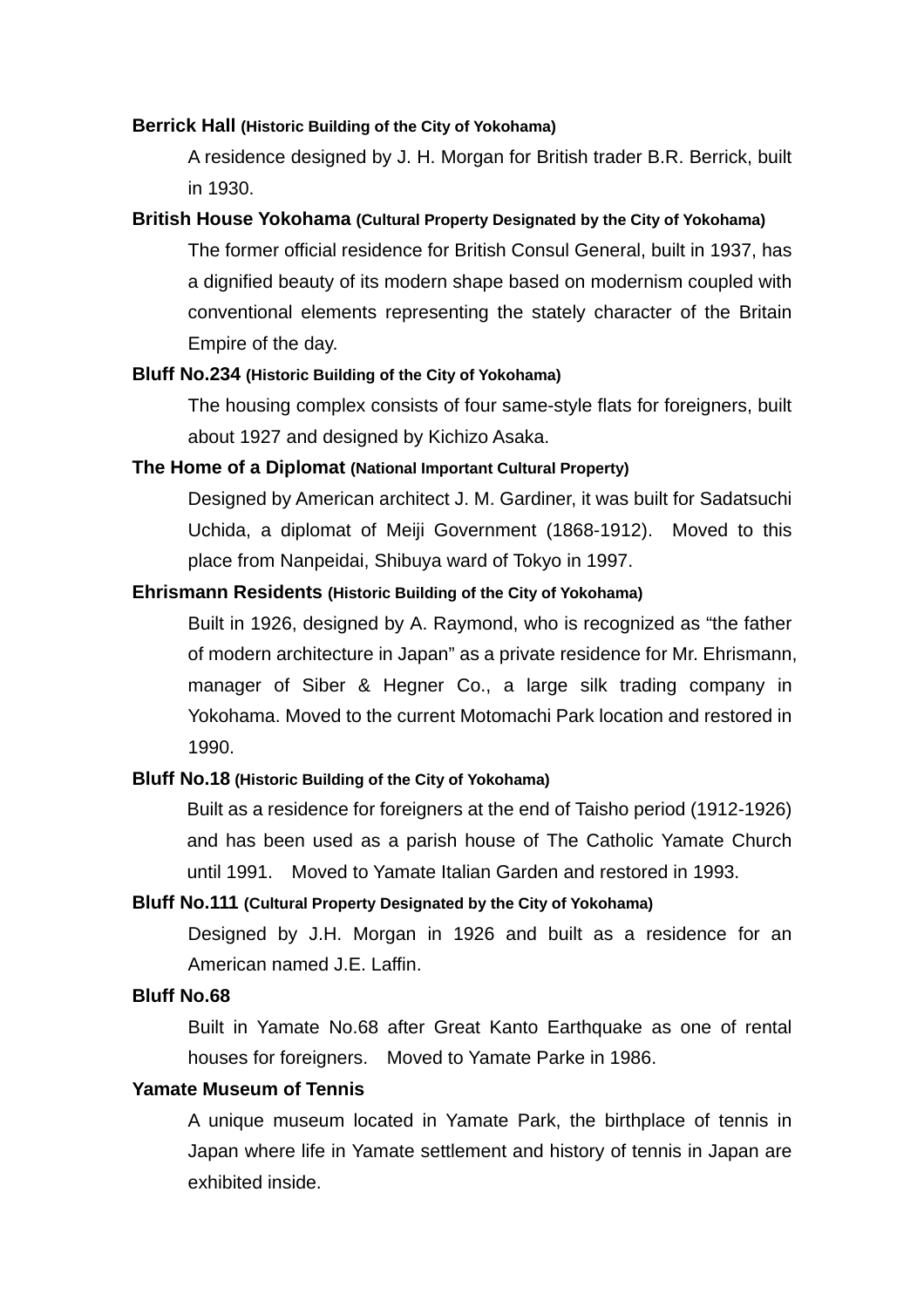**Berrick Hall** **(Historic Building of the City of Yokohama)**

A residence designed by J. H. Morgan for British trader B.R. Berrick, built in 1930.

**British House Yokohama** **(Cultural Property Designated by the City of Yokohama)**

The former official residence for British Consul General, built in 1937, has a dignified beauty of its modern shape based on modernism coupled with conventional elements representing the stately character of the Britain Empire of the day.

**Bluff No.234** **(Historic Building of the City of Yokohama)**

The housing complex consists of four same-style flats for foreigners, built about 1927 and designed by Kichizo Asaka.

**The Home of a Diplomat** **(National Important Cultural Property)**

Designed by American architect J. M. Gardiner, it was built for Sadatsuchi Uchida, a diplomat of Meiji Government (1868-1912). Moved to this place from Nanpeidai, Shibuya ward of Tokyo in 1997.

**Ehrismann Residents** **(Historic Building of the City of Yokohama)**

Built in 1926, designed by A. Raymond, who is recognized as "the father of modern architecture in Japan" as a private residence for Mr. Ehrismann, manager of Siber & Hegner Co., a large silk trading company in Yokohama. Moved to the current Motomachi Park location and restored in 1990.

**Bluff No.18** **(Historic Building of the City of Yokohama)**

Built as a residence for foreigners at the end of Taisho period (1912-1926) and has been used as a parish house of The Catholic Yamate Church until 1991. Moved to Yamate Italian Garden and restored in 1993.

**Bluff No.111** **(Cultural Property Designated by the City of Yokohama)**

Designed by J.H. Morgan in 1926 and built as a residence for an American named J.E. Laffin.

**Bluff No.68**

Built in Yamate No.68 after Great Kanto Earthquake as one of rental houses for foreigners. Moved to Yamate Parke in 1986.

**Yamate Museum of Tennis**

A unique museum located in Yamate Park, the birthplace of tennis in Japan where life in Yamate settlement and history of tennis in Japan are exhibited inside.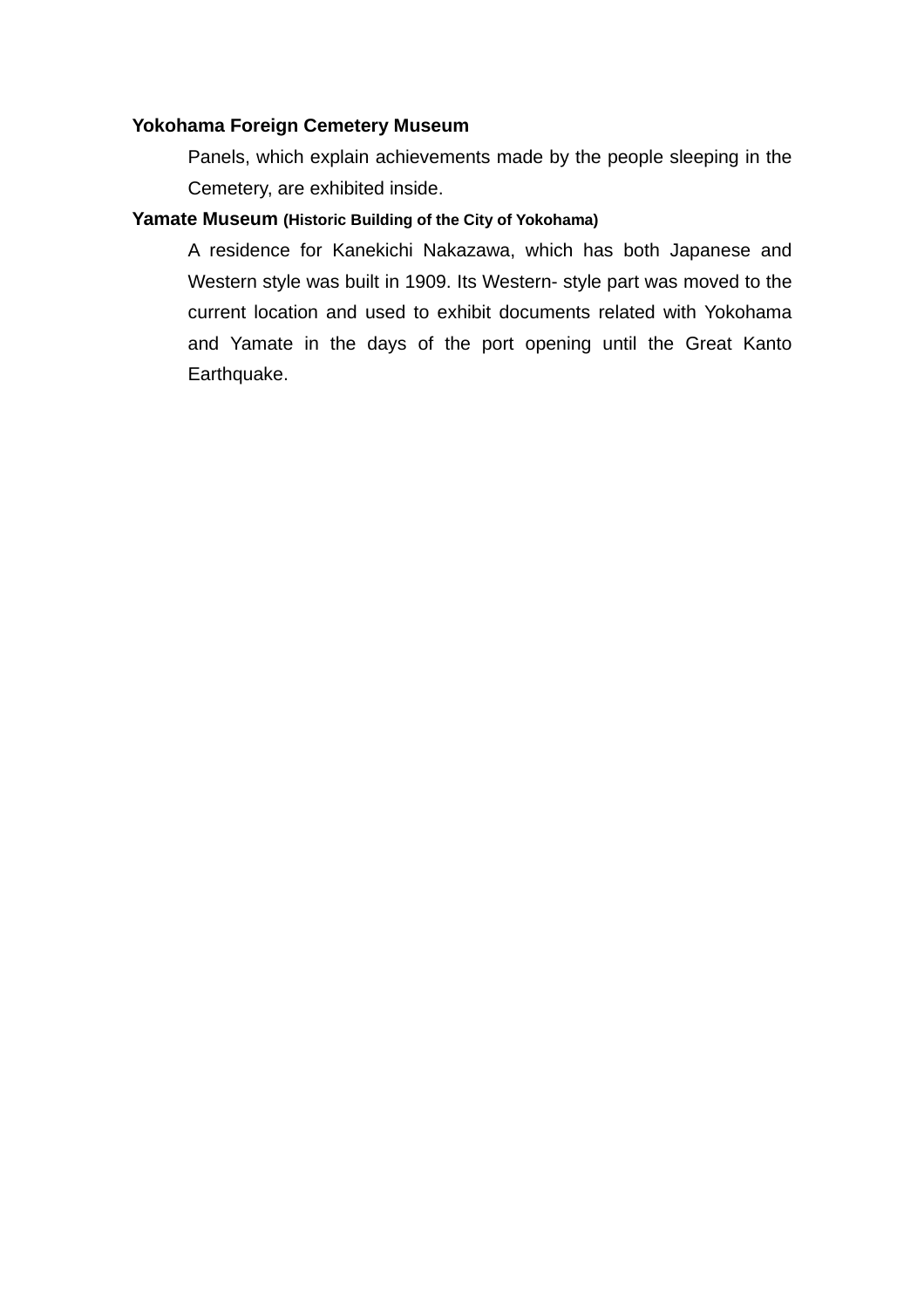**Yokohama Foreign Cemetery Museum**

Panels, which explain achievements made by the people sleeping in the Cemetery, are exhibited inside.

**Yamate Museum (Historic Building of the City of Yokohama)**

A residence for Kanekichi Nakazawa, which has both Japanese and Western style was built in 1909. Its Western- style part was moved to the current location and used to exhibit documents related with Yokohama and Yamate in the days of the port opening until the Great Kanto Earthquake.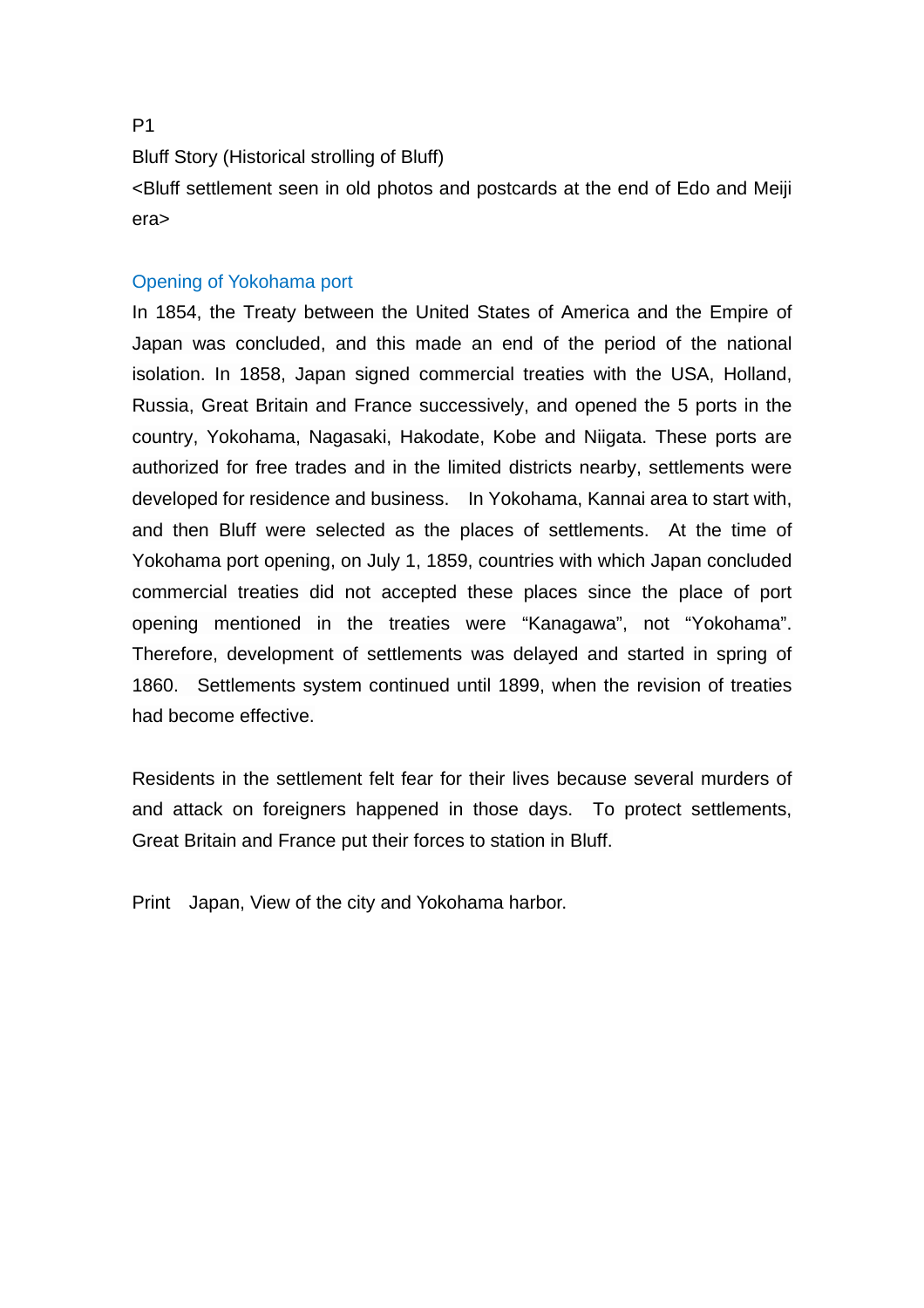P1

Bluff Story (Historical strolling of Bluff)

<Bluff settlement seen in old photos and postcards at the end of Edo and Meiji era>

## Opening of Yokohama port

In 1854, the Treaty between the United States of America and the Empire of Japan was concluded, and this made an end of the period of the national isolation. In 1858, Japan signed commercial treaties with the USA, Holland, Russia, Great Britain and France successively, and opened the 5 ports in the country, Yokohama, Nagasaki, Hakodate, Kobe and Niigata. These ports are authorized for free trades and in the limited districts nearby, settlements were developed for residence and business. In Yokohama, Kannai area to start with, and then Bluff were selected as the places of settlements. At the time of Yokohama port opening, on July 1, 1859, countries with which Japan concluded commercial treaties did not accepted these places since the place of port opening mentioned in the treaties were "Kanagawa", not "Yokohama". Therefore, development of settlements was delayed and started in spring of 1860. Settlements system continued until 1899, when the revision of treaties had become effective.

Residents in the settlement felt fear for their lives because several murders of and attack on foreigners happened in those days. To protect settlements, Great Britain and France put their forces to station in Bluff.

Print Japan, View of the city and Yokohama harbor.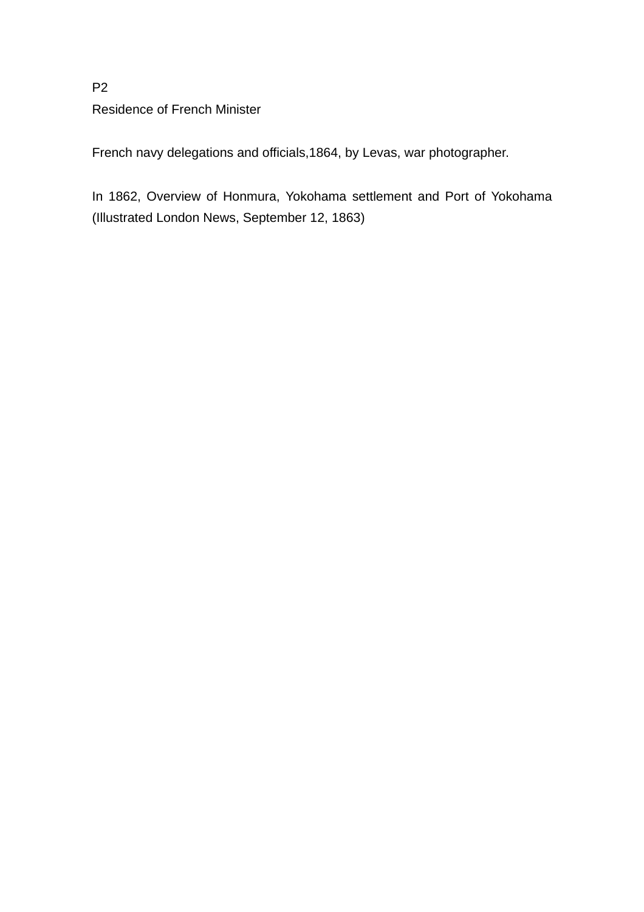P2

Residence of French Minister

French navy delegations and officials,1864, by Levas, war photographer.

In 1862, Overview of Honmura, Yokohama settlement and Port of Yokohama (Illustrated London News, September 12, 1863)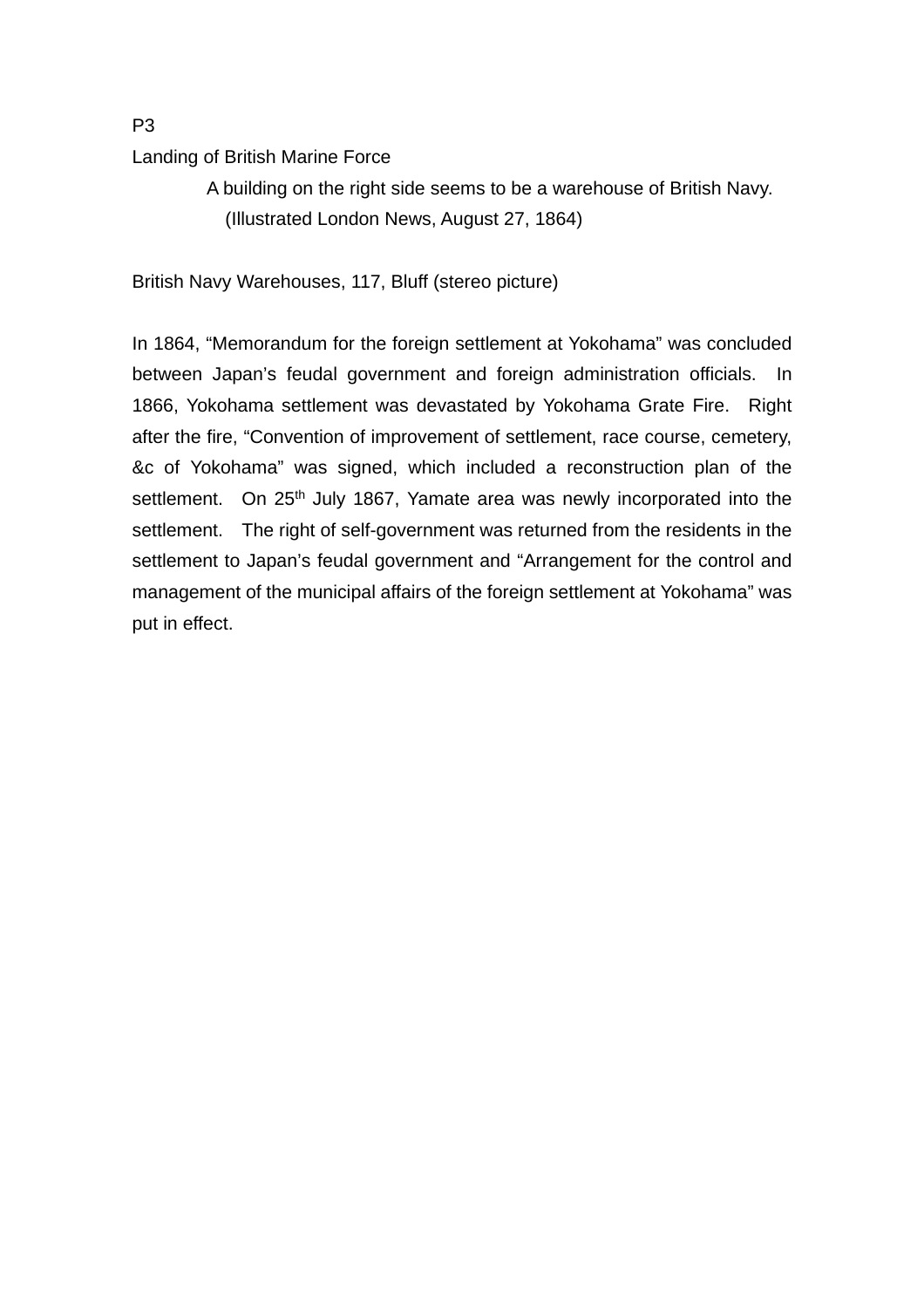P3

Landing of British Marine Force

A building on the right side seems to be a warehouse of British Navy.
(Illustrated London News, August 27, 1864)

British Navy Warehouses, 117, Bluff (stereo picture)

In 1864, “Memorandum for the foreign settlement at Yokohama” was concluded between Japan’s feudal government and foreign administration officials. In 1866, Yokohama settlement was devastated by Yokohama Grate Fire. Right after the fire, “Convention of improvement of settlement, race course, cemetery, &c of Yokohama” was signed, which included a reconstruction plan of the settlement. On 25th July 1867, Yamate area was newly incorporated into the settlement. The right of self-government was returned from the residents in the settlement to Japan’s feudal government and “Arrangement for the control and management of the municipal affairs of the foreign settlement at Yokohama” was put in effect.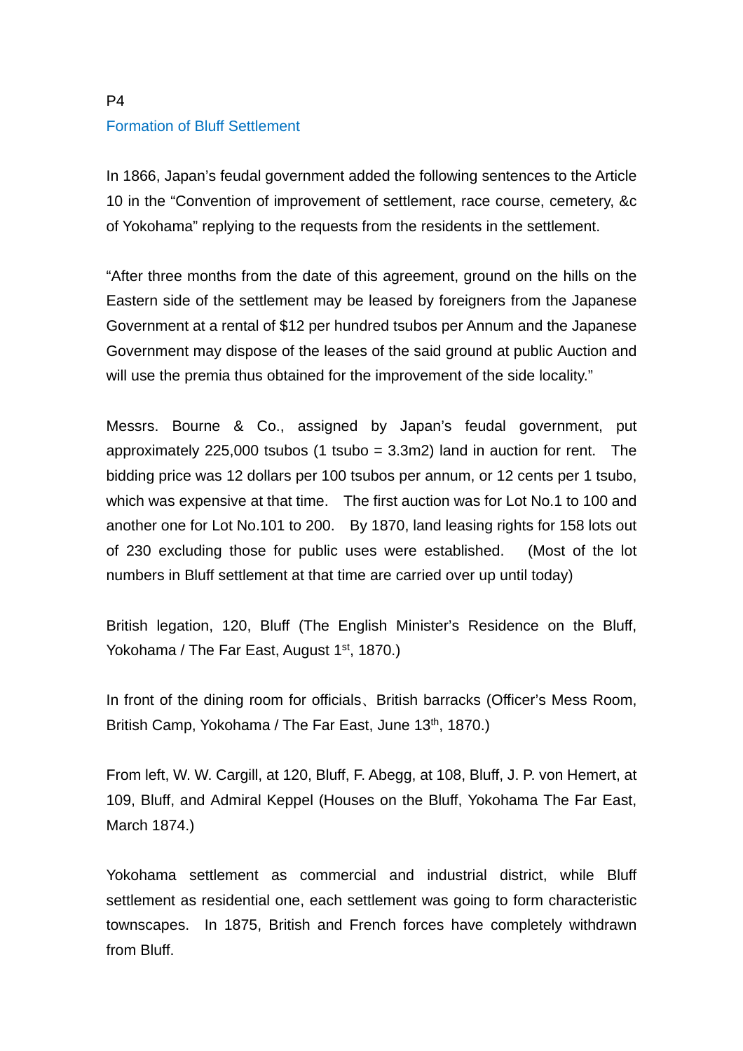P4

## Formation of Bluff Settlement

In 1866, Japan's feudal government added the following sentences to the Article 10 in the "Convention of improvement of settlement, race course, cemetery, &c of Yokohama" replying to the requests from the residents in the settlement.

"After three months from the date of this agreement, ground on the hills on the Eastern side of the settlement may be leased by foreigners from the Japanese Government at a rental of $12 per hundred tsubos per Annum and the Japanese Government may dispose of the leases of the said ground at public Auction and will use the premia thus obtained for the improvement of the side locality."

Messrs. Bourne & Co., assigned by Japan's feudal government, put approximately 225,000 tsubos (1 tsubo = 3.3m2) land in auction for rent. The bidding price was 12 dollars per 100 tsubos per annum, or 12 cents per 1 tsubo, which was expensive at that time. The first auction was for Lot No.1 to 100 and another one for Lot No.101 to 200. By 1870, land leasing rights for 158 lots out of 230 excluding those for public uses were established. (Most of the lot numbers in Bluff settlement at that time are carried over up until today)

British legation, 120, Bluff (The English Minister's Residence on the Bluff, Yokohama / The Far East, August 1st, 1870.)

In front of the dining room for officials、British barracks (Officer's Mess Room, British Camp, Yokohama / The Far East, June 13th, 1870.)

From left, W. W. Cargill, at 120, Bluff, F. Abegg, at 108, Bluff, J. P. von Hemert, at 109, Bluff, and Admiral Keppel (Houses on the Bluff, Yokohama The Far East, March 1874.)

Yokohama settlement as commercial and industrial district, while Bluff settlement as residential one, each settlement was going to form characteristic townscapes. In 1875, British and French forces have completely withdrawn from Bluff.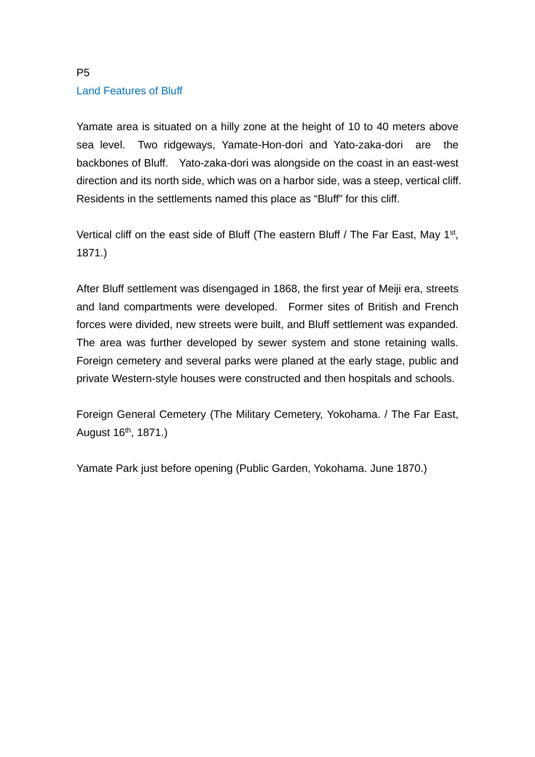P5

## Land Features of Bluff

Yamate area is situated on a hilly zone at the height of 10 to 40 meters above sea level. Two ridgeways, Yamate-Hon-dori and Yato-zaka-dori are the backbones of Bluff. Yato-zaka-dori was alongside on the coast in an east-west direction and its north side, which was on a harbor side, was a steep, vertical cliff. Residents in the settlements named this place as “Bluff” for this cliff.

Vertical cliff on the east side of Bluff (The eastern Bluff / The Far East, May 1st, 1871.)

After Bluff settlement was disengaged in 1868, the first year of Meiji era, streets and land compartments were developed. Former sites of British and French forces were divided, new streets were built, and Bluff settlement was expanded. The area was further developed by sewer system and stone retaining walls. Foreign cemetery and several parks were planed at the early stage, public and private Western-style houses were constructed and then hospitals and schools.

Foreign General Cemetery (The Military Cemetery, Yokohama. / The Far East, August 16th, 1871.)

Yamate Park just before opening (Public Garden, Yokohama. June 1870.)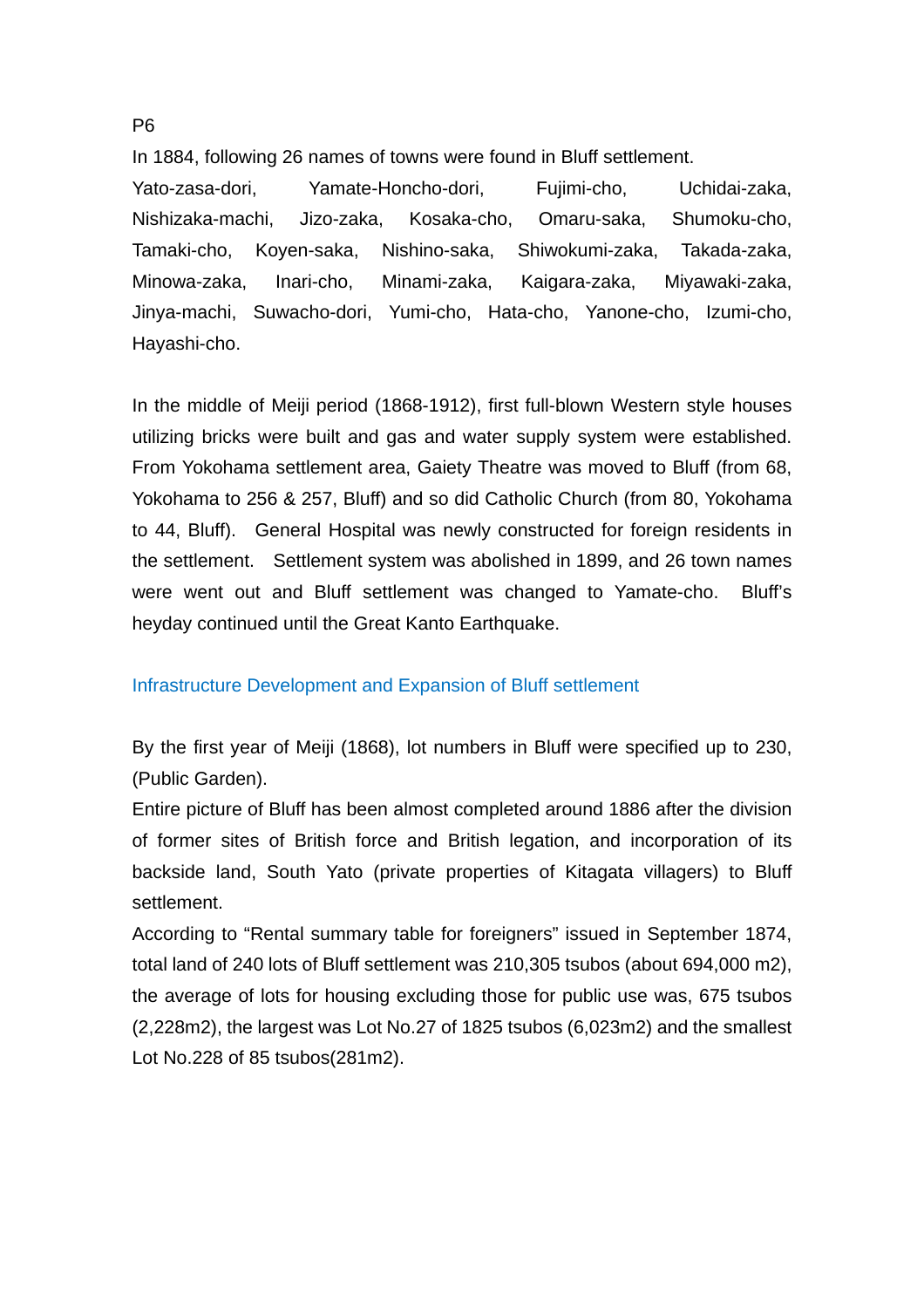P6

In 1884, following 26 names of towns were found in Bluff settlement.

Yato-zasa-dori, Yamate-Honcho-dori, Fujimi-cho, Uchidai-zaka, Nishizaka-machi, Jizo-zaka, Kosaka-cho, Omaru-saka, Shumoku-cho, Tamaki-cho, Koyen-saka, Nishino-saka, Shiwokumi-zaka, Takada-zaka, Minowa-zaka, Inari-cho, Minami-zaka, Kaigara-zaka, Miyawaki-zaka, Jinya-machi, Suwacho-dori, Yumi-cho, Hata-cho, Yanone-cho, Izumi-cho, Hayashi-cho.

In the middle of Meiji period (1868-1912), first full-blown Western style houses utilizing bricks were built and gas and water supply system were established. From Yokohama settlement area, Gaiety Theatre was moved to Bluff (from 68, Yokohama to 256 & 257, Bluff) and so did Catholic Church (from 80, Yokohama to 44, Bluff). General Hospital was newly constructed for foreign residents in the settlement. Settlement system was abolished in 1899, and 26 town names were went out and Bluff settlement was changed to Yamate-cho. Bluff's heyday continued until the Great Kanto Earthquake.

## Infrastructure Development and Expansion of Bluff settlement

By the first year of Meiji (1868), lot numbers in Bluff were specified up to 230, (Public Garden).

Entire picture of Bluff has been almost completed around 1886 after the division of former sites of British force and British legation, and incorporation of its backside land, South Yato (private properties of Kitagata villagers) to Bluff settlement.

According to "Rental summary table for foreigners" issued in September 1874, total land of 240 lots of Bluff settlement was 210,305 tsubos (about 694,000 m2), the average of lots for housing excluding those for public use was, 675 tsubos (2,228m2), the largest was Lot No.27 of 1825 tsubos (6,023m2) and the smallest Lot No.228 of 85 tsubos(281m2).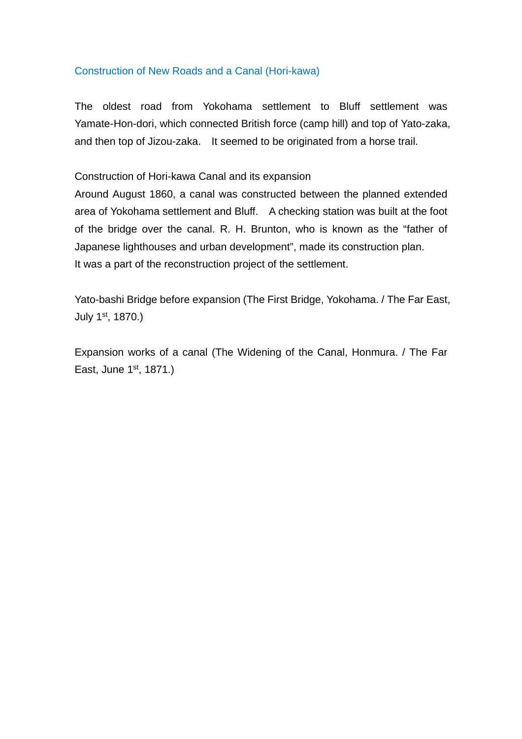## Construction of New Roads and a Canal (Hori-kawa)

The oldest road from Yokohama settlement to Bluff settlement was Yamate-Hon-dori, which connected British force (camp hill) and top of Yato-zaka, and then top of Jizou-zaka. It seemed to be originated from a horse trail.

Construction of Hori-kawa Canal and its expansion

Around August 1860, a canal was constructed between the planned extended area of Yokohama settlement and Bluff. A checking station was built at the foot of the bridge over the canal. R. H. Brunton, who is known as the “father of Japanese lighthouses and urban development”, made its construction plan.

It was a part of the reconstruction project of the settlement.

Yato-bashi Bridge before expansion (The First Bridge, Yokohama. / The Far East, July 1st, 1870.)

Expansion works of a canal (The Widening of the Canal, Honmura. / The Far East, June 1st, 1871.)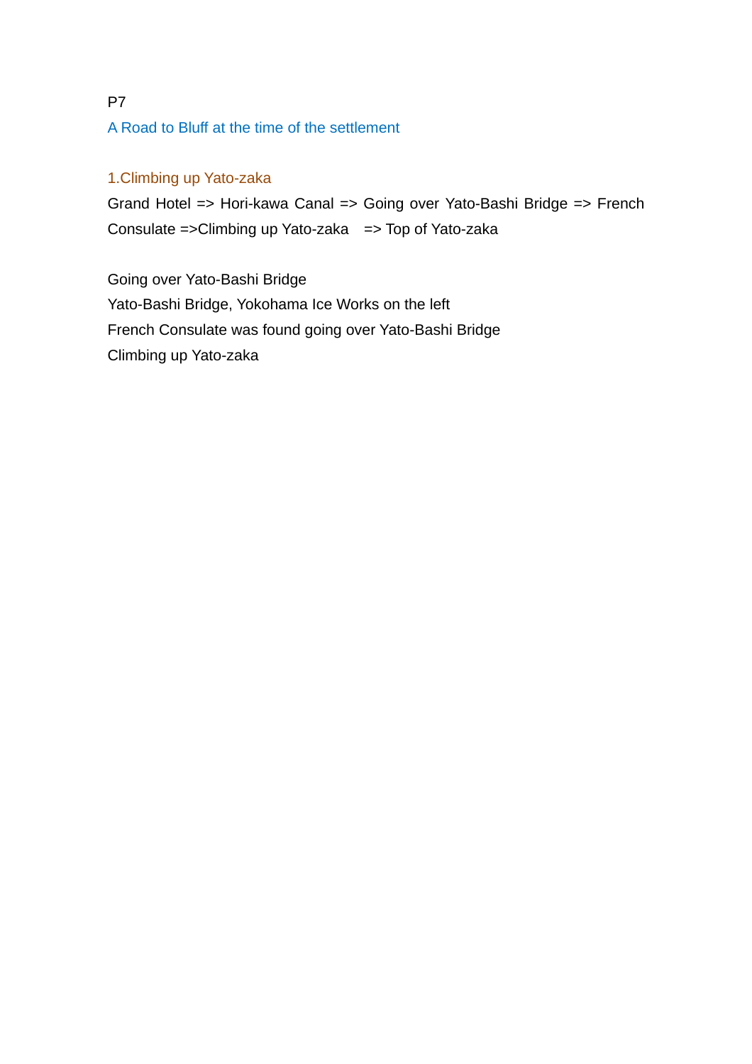P7

## A Road to Bluff at the time of the settlement

### 1.Climbing up Yato-zaka

Grand Hotel => Hori-kawa Canal => Going over Yato-Bashi Bridge => French Consulate =>Climbing up Yato-zaka => Top of Yato-zaka

Going over Yato-Bashi Bridge
Yato-Bashi Bridge, Yokohama Ice Works on the left
French Consulate was found going over Yato-Bashi Bridge
Climbing up Yato-zaka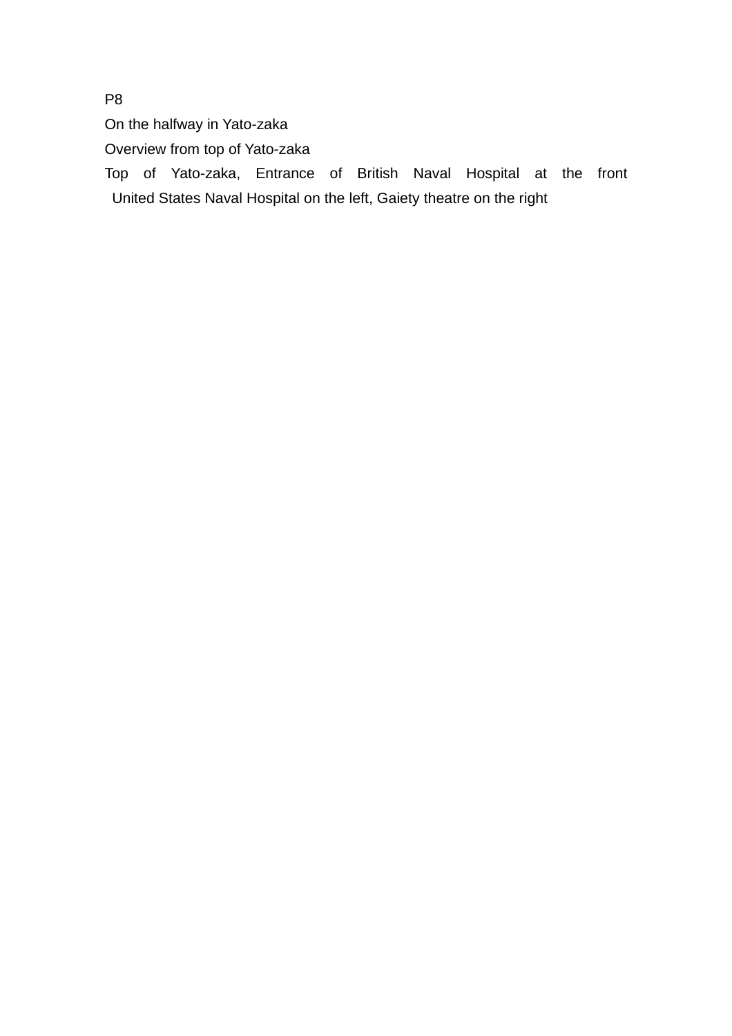P8

On the halfway in Yato-zaka

Overview from top of Yato-zaka

Top of Yato-zaka, Entrance of British Naval Hospital at the front United States Naval Hospital on the left, Gaiety theatre on the right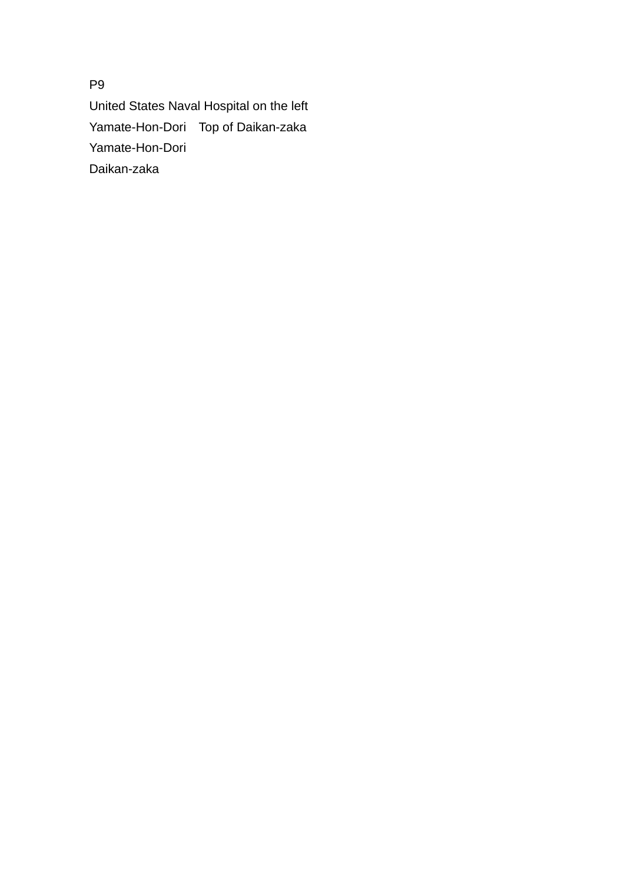P9

United States Naval Hospital on the left

Yamate-Hon-Dori　Top of Daikan-zaka

Yamate-Hon-Dori

Daikan-zaka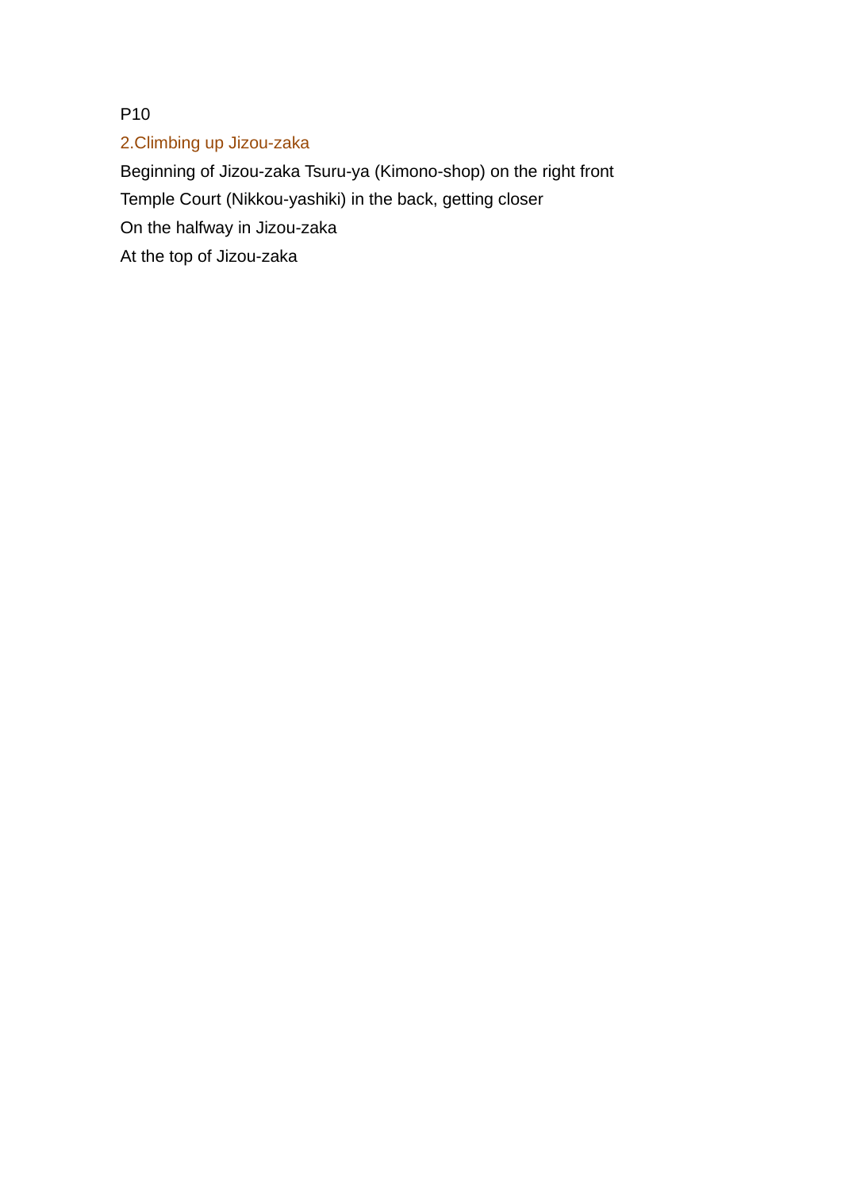P10

## 2.Climbing up Jizou-zaka

Beginning of Jizou-zaka Tsuru-ya (Kimono-shop) on the right front

Temple Court (Nikkou-yashiki) in the back, getting closer

On the halfway in Jizou-zaka

At the top of Jizou-zaka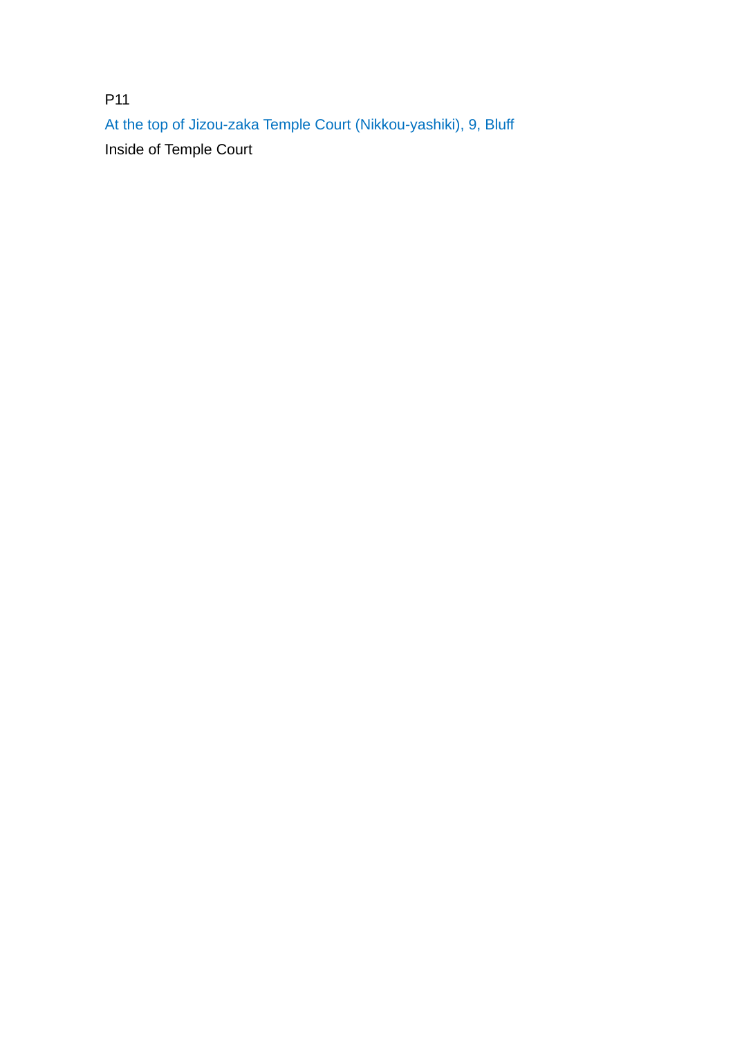P11

At the top of Jizou-zaka Temple Court (Nikkou-yashiki), 9, Bluff

Inside of Temple Court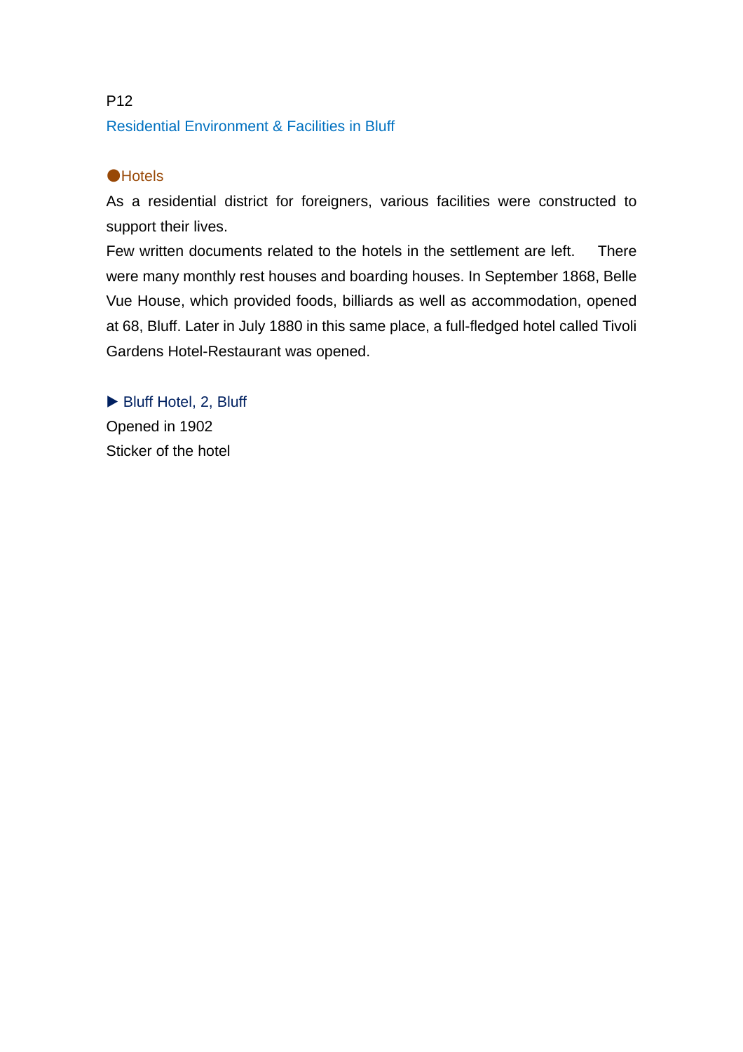P12

## Residential Environment & Facilities in Bluff

### ●Hotels

As a residential district for foreigners, various facilities were constructed to support their lives.

Few written documents related to the hotels in the settlement are left. There were many monthly rest houses and boarding houses. In September 1868, Belle Vue House, which provided foods, billiards as well as accommodation, opened at 68, Bluff. Later in July 1880 in this same place, a full-fledged hotel called Tivoli Gardens Hotel-Restaurant was opened.

▶ Bluff Hotel, 2, Bluff

Opened in 1902

Sticker of the hotel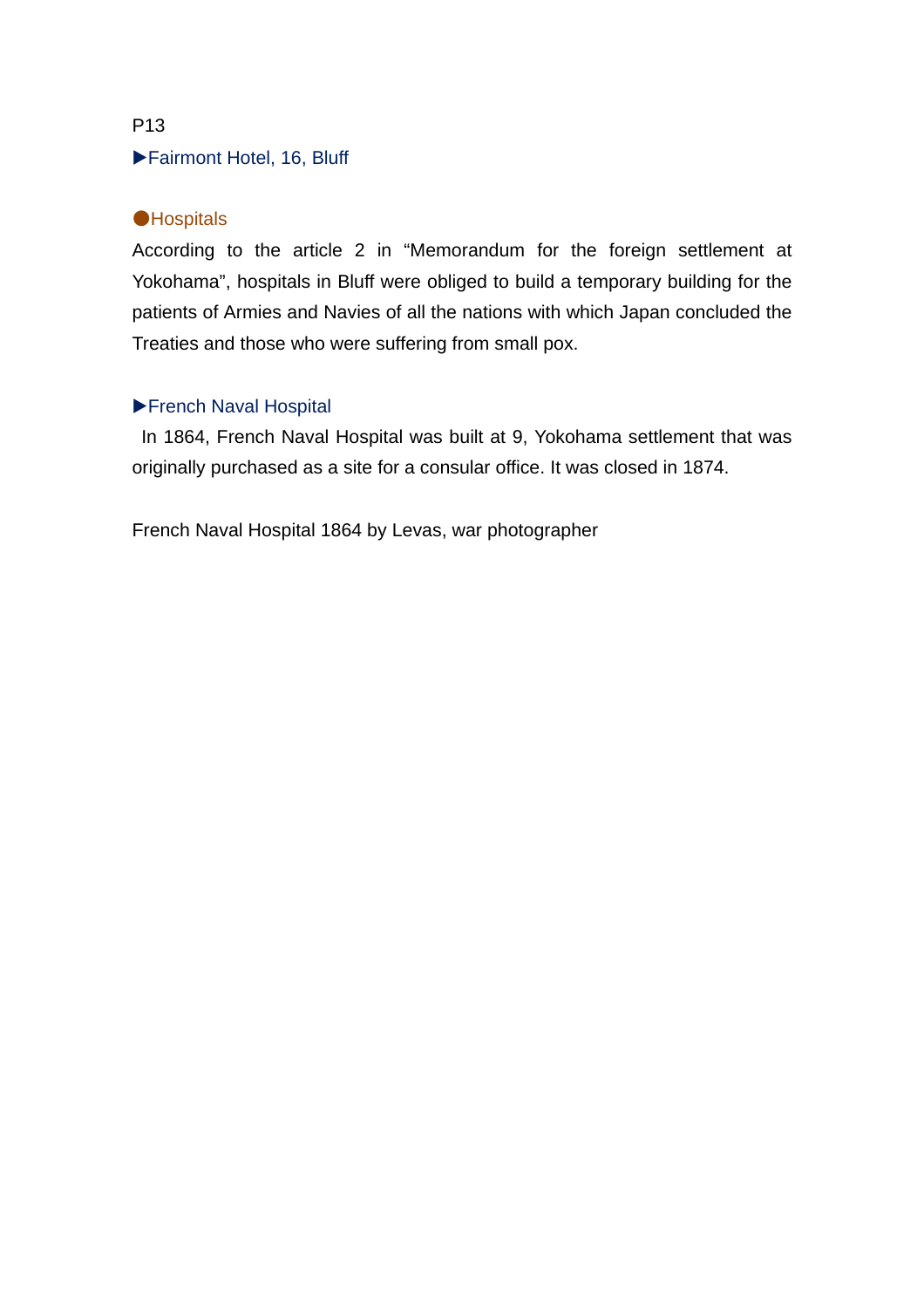P13

▶Fairmont Hotel, 16, Bluff

## ●Hospitals

According to the article 2 in “Memorandum for the foreign settlement at Yokohama”, hospitals in Bluff were obliged to build a temporary building for the patients of Armies and Navies of all the nations with which Japan concluded the Treaties and those who were suffering from small pox.

### ▶French Naval Hospital

In 1864, French Naval Hospital was built at 9, Yokohama settlement that was originally purchased as a site for a consular office. It was closed in 1874.

French Naval Hospital 1864 by Levas, war photographer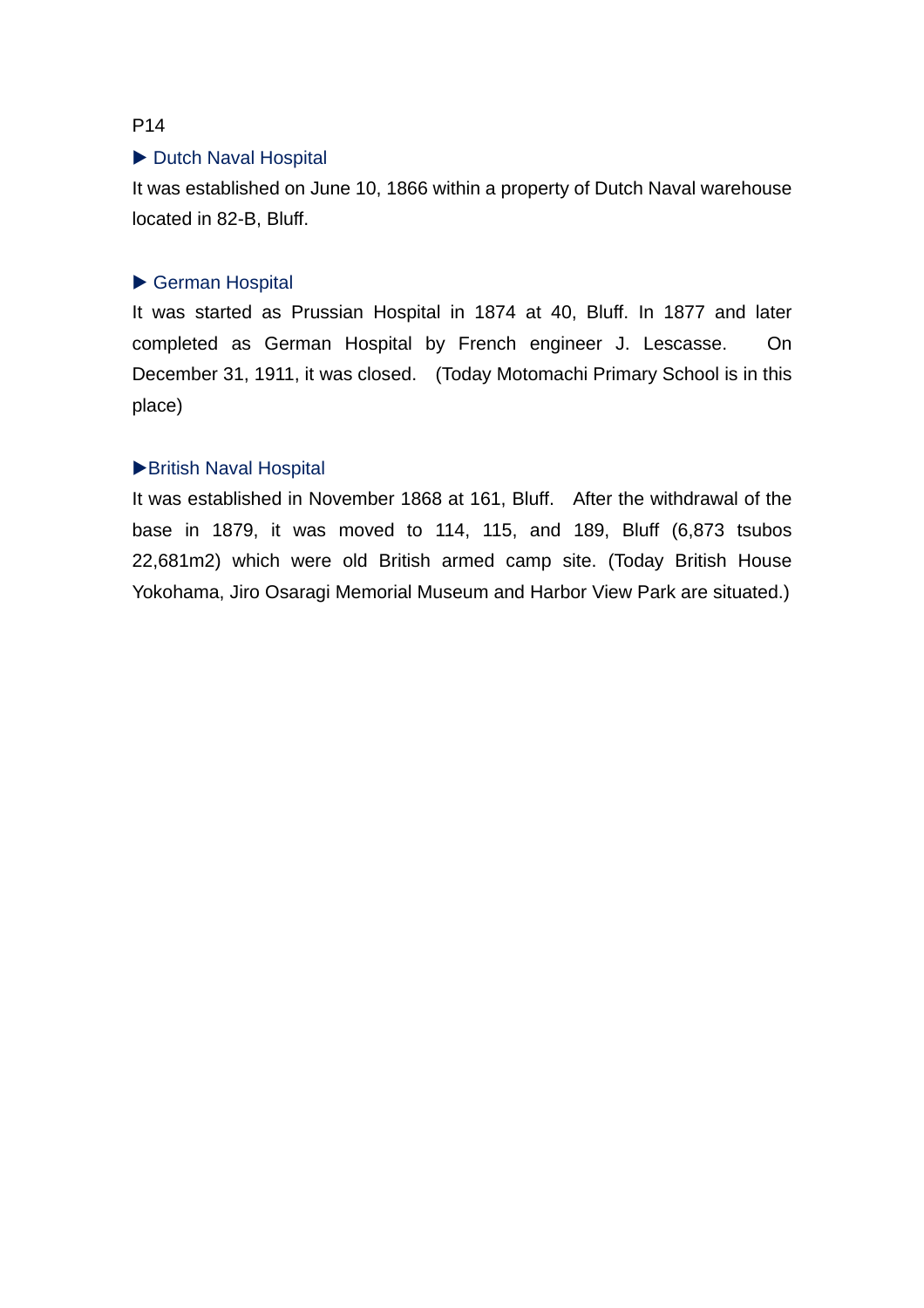P14

### ▶ Dutch Naval Hospital

It was established on June 10, 1866 within a property of Dutch Naval warehouse located in 82-B, Bluff.

### ▶ German Hospital

It was started as Prussian Hospital in 1874 at 40, Bluff. In 1877 and later completed as German Hospital by French engineer J. Lescasse. On December 31, 1911, it was closed. (Today Motomachi Primary School is in this place)

### ▶British Naval Hospital

It was established in November 1868 at 161, Bluff. After the withdrawal of the base in 1879, it was moved to 114, 115, and 189, Bluff (6,873 tsubos 22,681m2) which were old British armed camp site. (Today British House Yokohama, Jiro Osaragi Memorial Museum and Harbor View Park are situated.)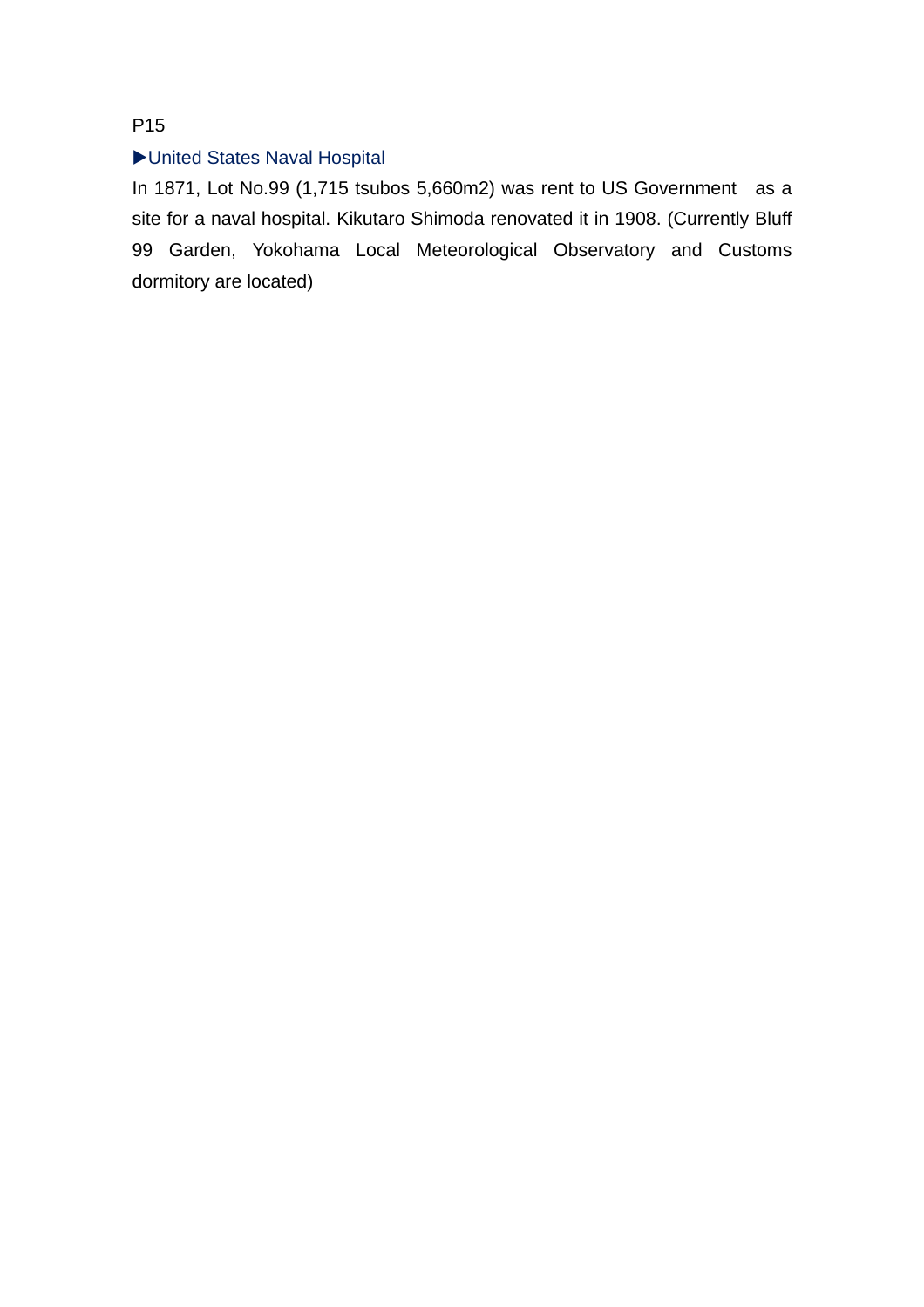P15

▶United States Naval Hospital

In 1871, Lot No.99 (1,715 tsubos 5,660m2) was rent to US Government as a site for a naval hospital. Kikutaro Shimoda renovated it in 1908. (Currently Bluff 99 Garden, Yokohama Local Meteorological Observatory and Customs dormitory are located)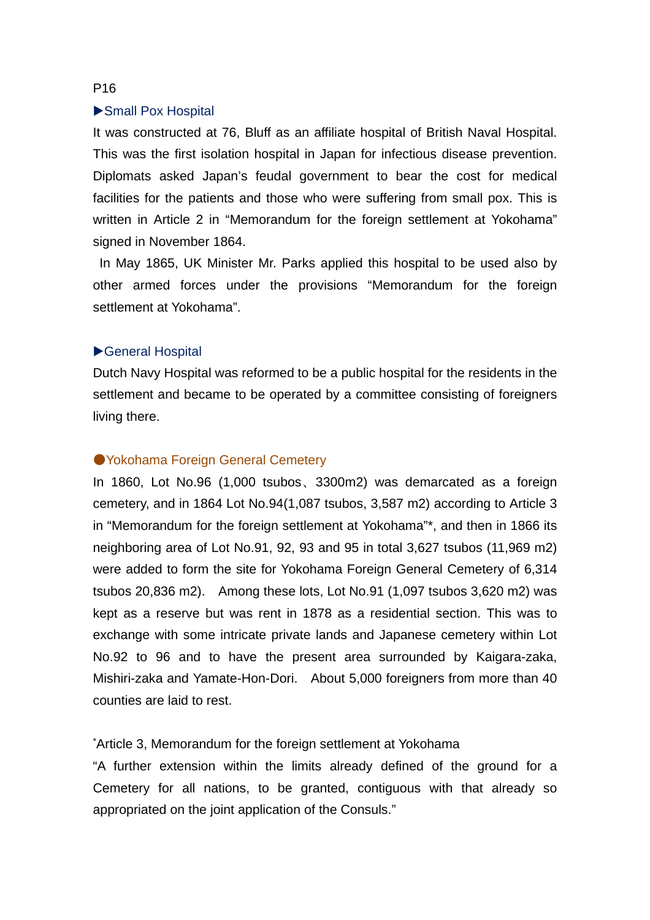P16

### ▶Small Pox Hospital

It was constructed at 76, Bluff as an affiliate hospital of British Naval Hospital. This was the first isolation hospital in Japan for infectious disease prevention. Diplomats asked Japan's feudal government to bear the cost for medical facilities for the patients and those who were suffering from small pox. This is written in Article 2 in "Memorandum for the foreign settlement at Yokohama" signed in November 1864.

In May 1865, UK Minister Mr. Parks applied this hospital to be used also by other armed forces under the provisions "Memorandum for the foreign settlement at Yokohama".

### ▶General Hospital

Dutch Navy Hospital was reformed to be a public hospital for the residents in the settlement and became to be operated by a committee consisting of foreigners living there.

## ●Yokohama Foreign General Cemetery

In 1860, Lot No.96 (1,000 tsubos、3300m2) was demarcated as a foreign cemetery, and in 1864 Lot No.94(1,087 tsubos, 3,587 m2) according to Article 3 in "Memorandum for the foreign settlement at Yokohama"*, and then in 1866 its neighboring area of Lot No.91, 92, 93 and 95 in total 3,627 tsubos (11,969 m2) were added to form the site for Yokohama Foreign General Cemetery of 6,314 tsubos 20,836 m2). Among these lots, Lot No.91 (1,097 tsubos 3,620 m2) was kept as a reserve but was rent in 1878 as a residential section. This was to exchange with some intricate private lands and Japanese cemetery within Lot No.92 to 96 and to have the present area surrounded by Kaigara-zaka, Mishiri-zaka and Yamate-Hon-Dori. About 5,000 foreigners from more than 40 counties are laid to rest.

*Article 3, Memorandum for the foreign settlement at Yokohama

"A further extension within the limits already defined of the ground for a Cemetery for all nations, to be granted, contiguous with that already so appropriated on the joint application of the Consuls."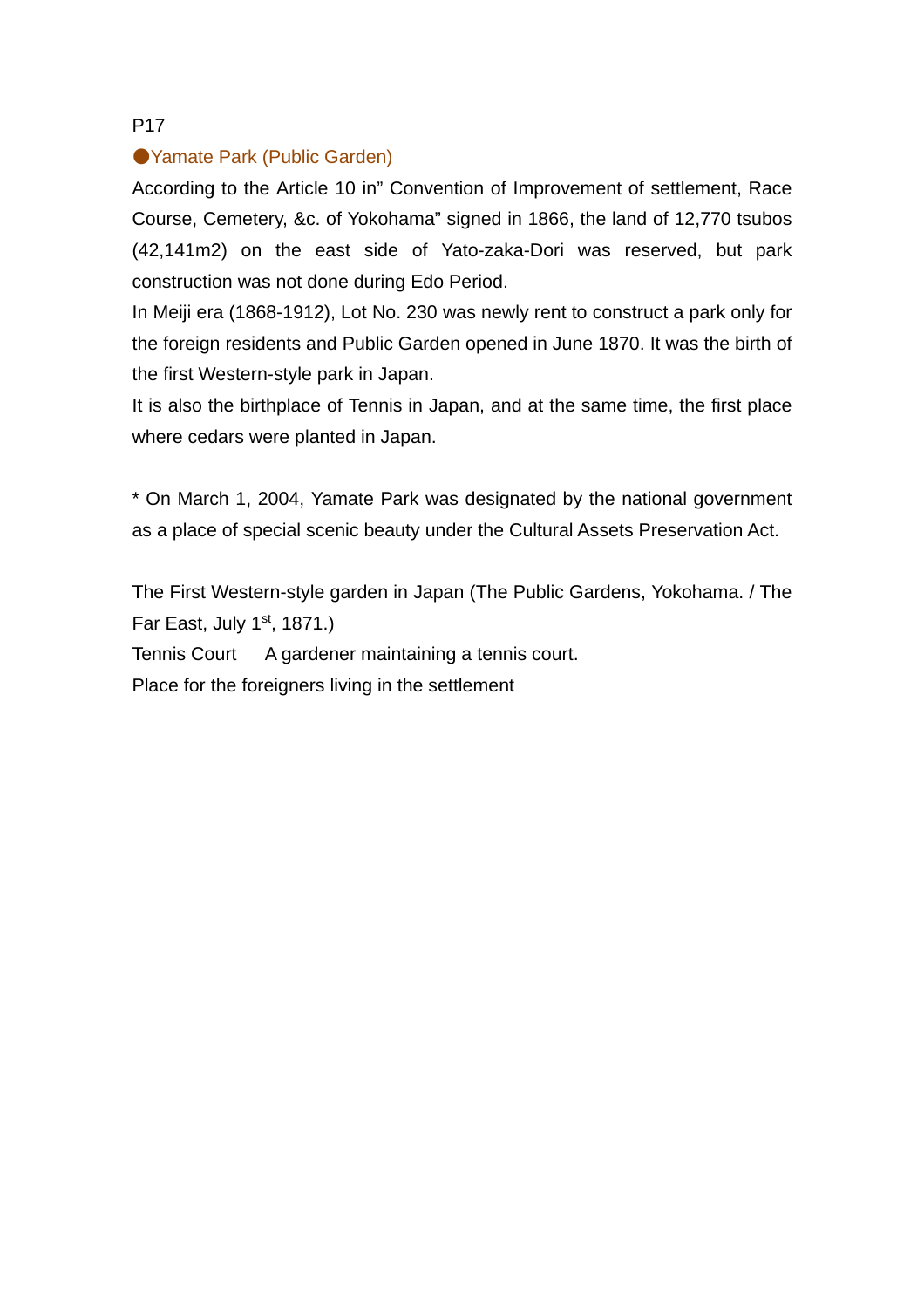P17

## ●Yamate Park (Public Garden)

According to the Article 10 in" Convention of Improvement of settlement, Race Course, Cemetery, &c. of Yokohama" signed in 1866, the land of 12,770 tsubos (42,141m2) on the east side of Yato-zaka-Dori was reserved, but park construction was not done during Edo Period.

In Meiji era (1868-1912), Lot No. 230 was newly rent to construct a park only for the foreign residents and Public Garden opened in June 1870. It was the birth of the first Western-style park in Japan.

It is also the birthplace of Tennis in Japan, and at the same time, the first place where cedars were planted in Japan.

* On March 1, 2004, Yamate Park was designated by the national government as a place of special scenic beauty under the Cultural Assets Preservation Act.

The First Western-style garden in Japan (The Public Gardens, Yokohama. / The Far East, July 1st, 1871.)

Tennis Court　 A gardener maintaining a tennis court.

Place for the foreigners living in the settlement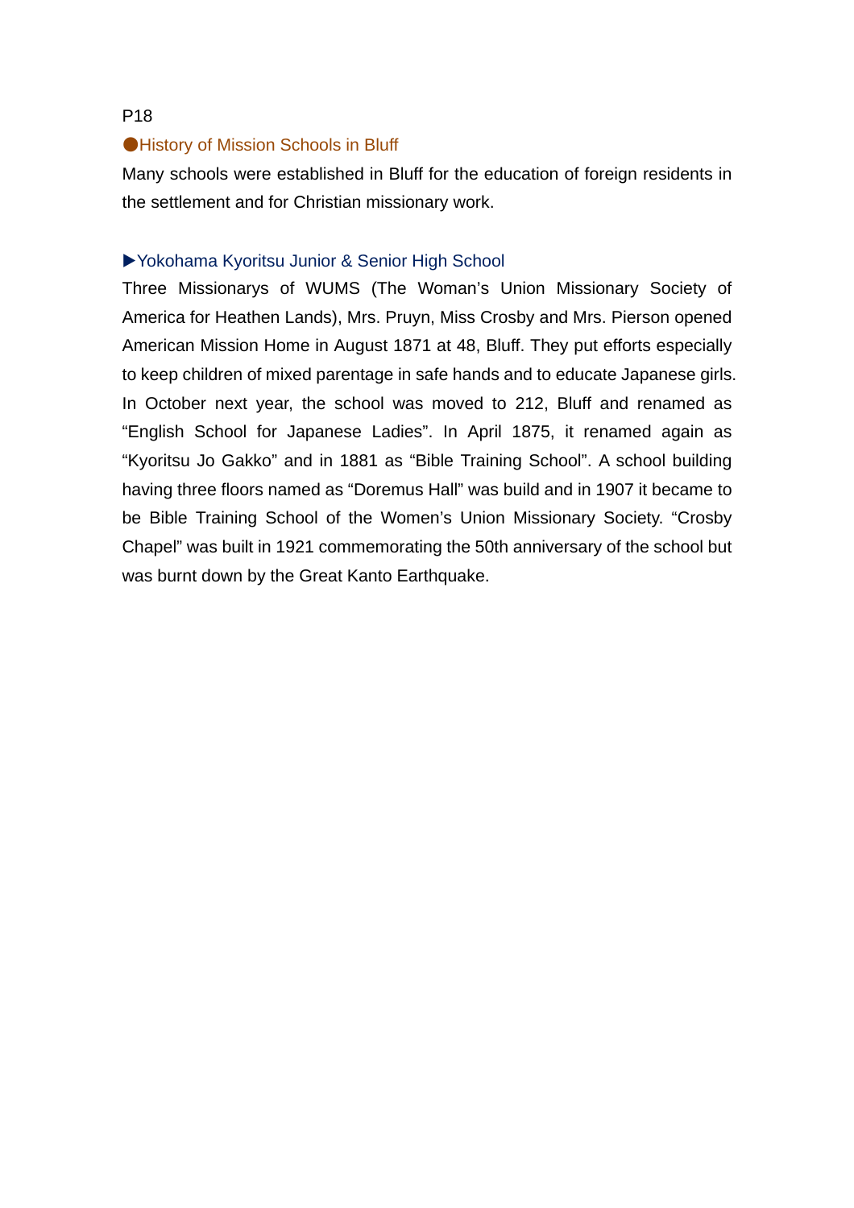P18

## ●History of Mission Schools in Bluff

Many schools were established in Bluff for the education of foreign residents in the settlement and for Christian missionary work.

### ▶Yokohama Kyoritsu Junior & Senior High School

Three Missionarys of WUMS (The Woman's Union Missionary Society of America for Heathen Lands), Mrs. Pruyn, Miss Crosby and Mrs. Pierson opened American Mission Home in August 1871 at 48, Bluff. They put efforts especially to keep children of mixed parentage in safe hands and to educate Japanese girls. In October next year, the school was moved to 212, Bluff and renamed as "English School for Japanese Ladies". In April 1875, it renamed again as "Kyoritsu Jo Gakko" and in 1881 as "Bible Training School". A school building having three floors named as "Doremus Hall" was build and in 1907 it became to be Bible Training School of the Women's Union Missionary Society. "Crosby Chapel" was built in 1921 commemorating the 50th anniversary of the school but was burnt down by the Great Kanto Earthquake.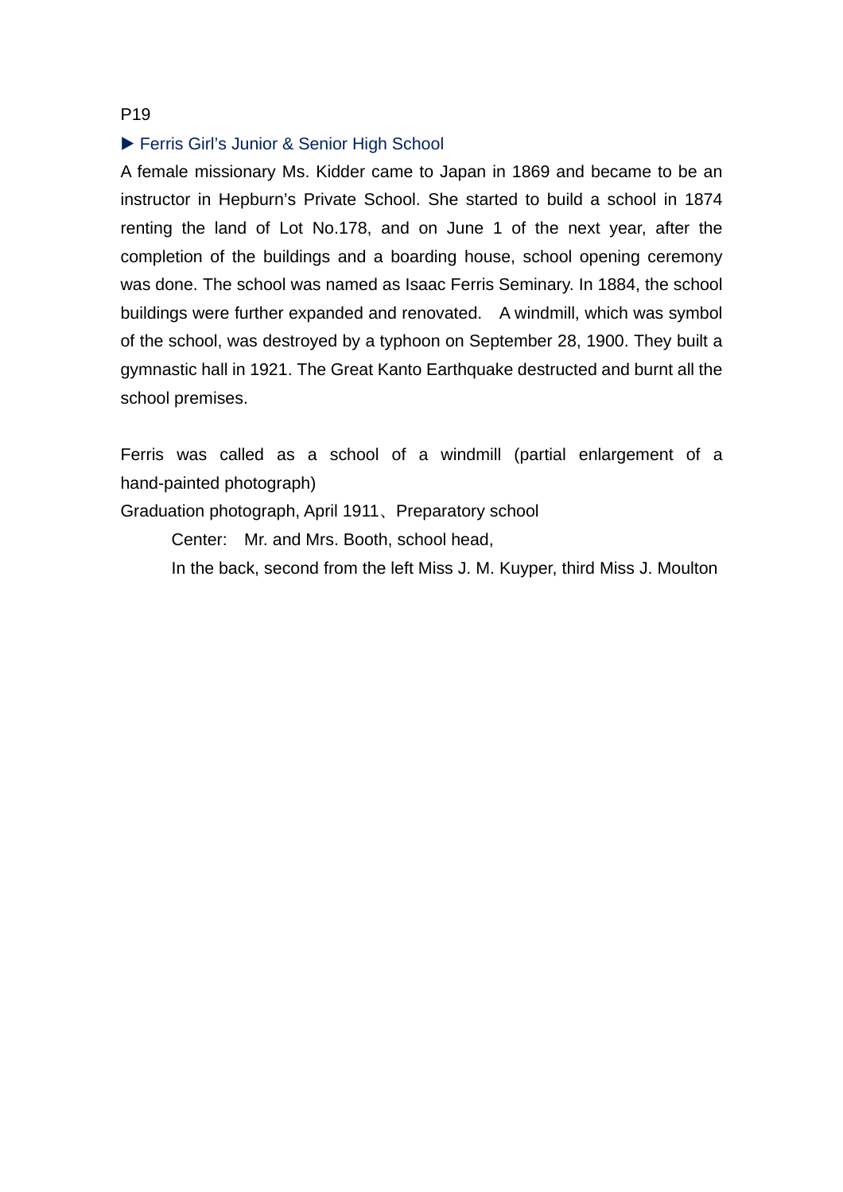P19

▶ Ferris Girl's Junior & Senior High School

A female missionary Ms. Kidder came to Japan in 1869 and became to be an instructor in Hepburn's Private School. She started to build a school in 1874 renting the land of Lot No.178, and on June 1 of the next year, after the completion of the buildings and a boarding house, school opening ceremony was done. The school was named as Isaac Ferris Seminary. In 1884, the school buildings were further expanded and renovated.　A windmill, which was symbol of the school, was destroyed by a typhoon on September 28, 1900. They built a gymnastic hall in 1921. The Great Kanto Earthquake destructed and burnt all the school premises.

Ferris was called as a school of a windmill (partial enlargement of a hand-painted photograph)

Graduation photograph, April 1911、Preparatory school

Center:　Mr. and Mrs. Booth, school head,

In the back, second from the left Miss J. M. Kuyper, third Miss J. Moulton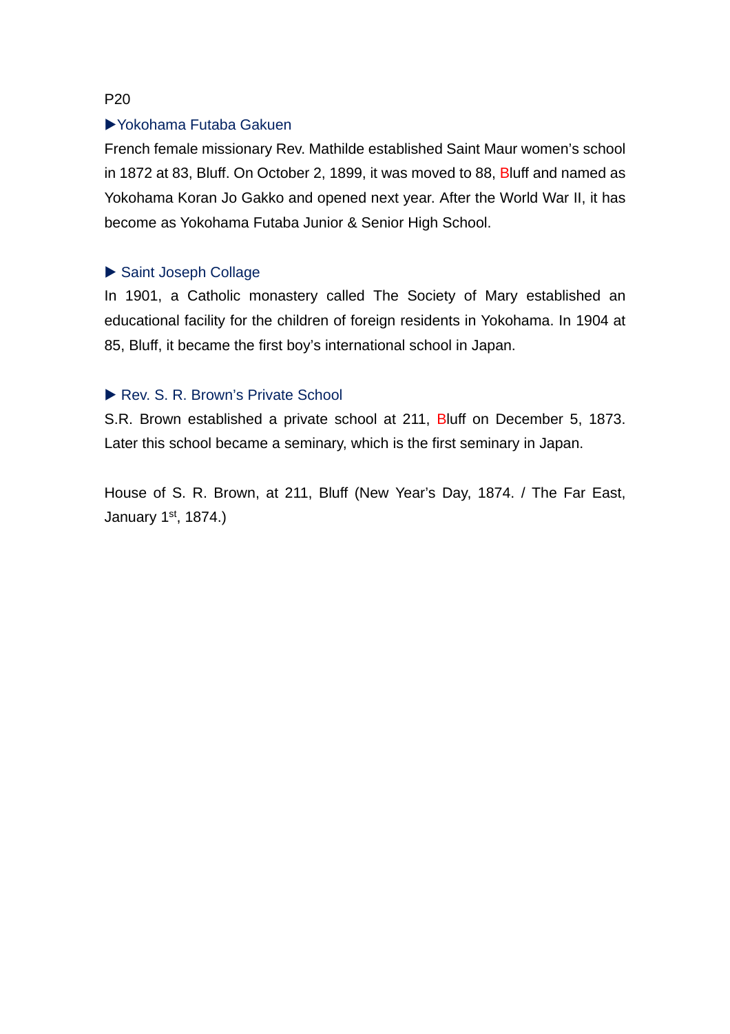P20

### ▶Yokohama Futaba Gakuen

French female missionary Rev. Mathilde established Saint Maur women's school in 1872 at 83, Bluff. On October 2, 1899, it was moved to 88, Bluff and named as Yokohama Koran Jo Gakko and opened next year. After the World War II, it has become as Yokohama Futaba Junior & Senior High School.

### ▶ Saint Joseph Collage

In 1901, a Catholic monastery called The Society of Mary established an educational facility for the children of foreign residents in Yokohama. In 1904 at 85, Bluff, it became the first boy's international school in Japan.

### ▶ Rev. S. R. Brown's Private School

S.R. Brown established a private school at 211, Bluff on December 5, 1873. Later this school became a seminary, which is the first seminary in Japan.

House of S. R. Brown, at 211, Bluff (New Year's Day, 1874. / The Far East, January 1st, 1874.)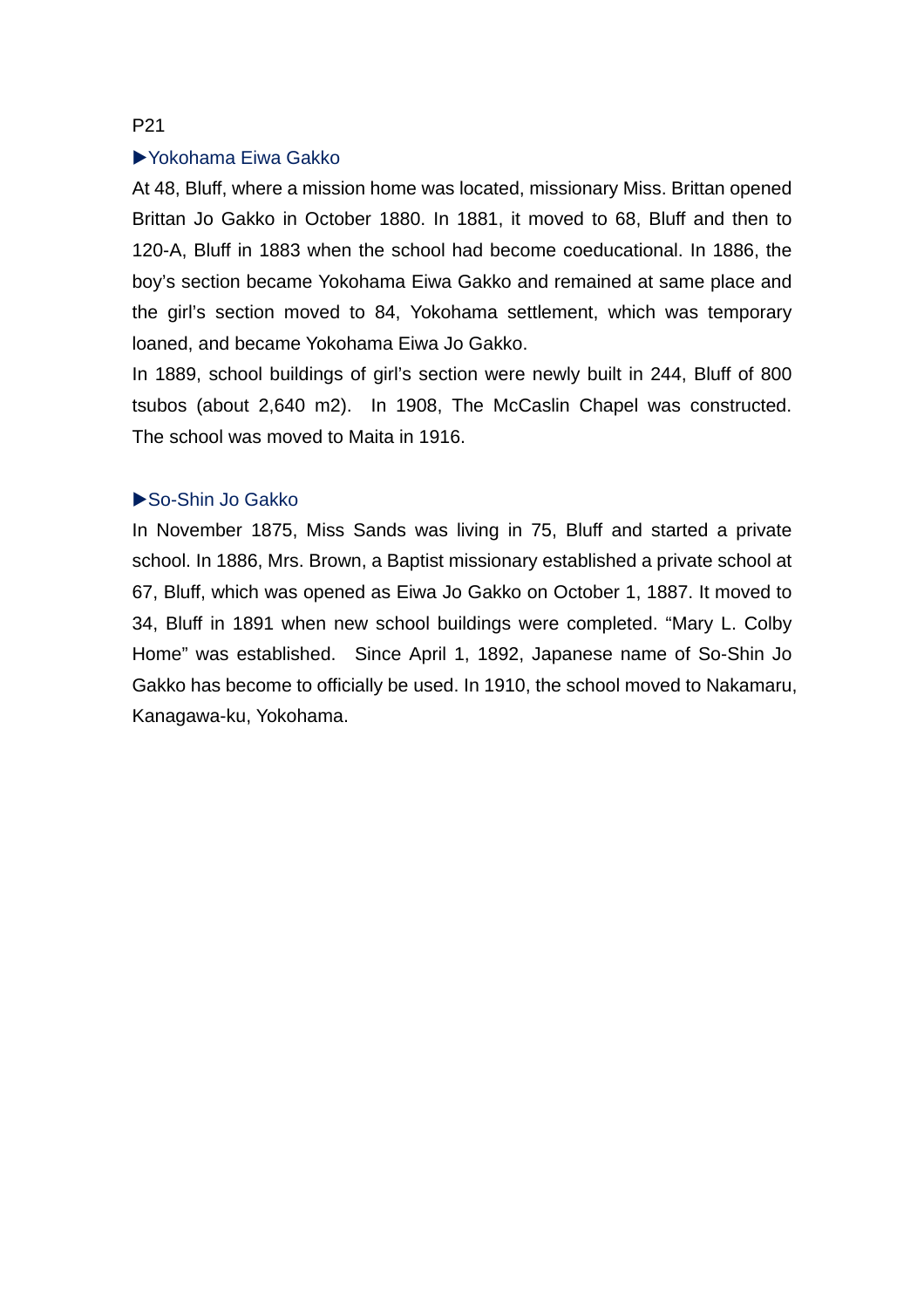P21

### ▶Yokohama Eiwa Gakko

At 48, Bluff, where a mission home was located, missionary Miss. Brittan opened Brittan Jo Gakko in October 1880. In 1881, it moved to 68, Bluff and then to 120-A, Bluff in 1883 when the school had become coeducational. In 1886, the boy's section became Yokohama Eiwa Gakko and remained at same place and the girl's section moved to 84, Yokohama settlement, which was temporary loaned, and became Yokohama Eiwa Jo Gakko.

In 1889, school buildings of girl's section were newly built in 244, Bluff of 800 tsubos (about 2,640 m2). In 1908, The McCaslin Chapel was constructed. The school was moved to Maita in 1916.

### ▶So-Shin Jo Gakko

In November 1875, Miss Sands was living in 75, Bluff and started a private school. In 1886, Mrs. Brown, a Baptist missionary established a private school at 67, Bluff, which was opened as Eiwa Jo Gakko on October 1, 1887. It moved to 34, Bluff in 1891 when new school buildings were completed. "Mary L. Colby Home" was established. Since April 1, 1892, Japanese name of So-Shin Jo Gakko has become to officially be used. In 1910, the school moved to Nakamaru, Kanagawa-ku, Yokohama.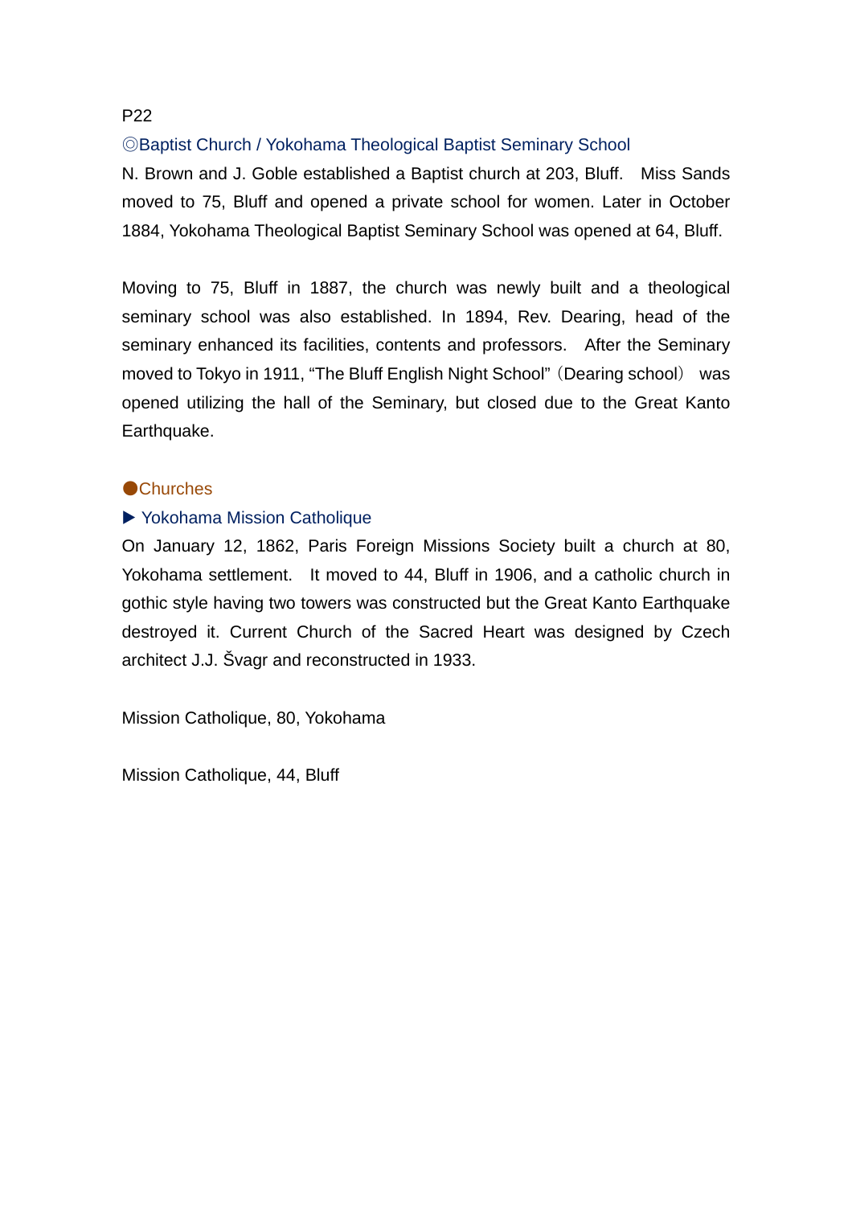P22

◎Baptist Church / Yokohama Theological Baptist Seminary School

N. Brown and J. Goble established a Baptist church at 203, Bluff.　Miss Sands moved to 75, Bluff and opened a private school for women. Later in October 1884, Yokohama Theological Baptist Seminary School was opened at 64, Bluff.

Moving to 75, Bluff in 1887, the church was newly built and a theological seminary school was also established. In 1894, Rev. Dearing, head of the seminary enhanced its facilities, contents and professors.　After the Seminary moved to Tokyo in 1911, “The Bluff English Night School”（Dearing school） was opened utilizing the hall of the Seminary, but closed due to the Great Kanto Earthquake.

●Churches

▶ Yokohama Mission Catholique

On January 12, 1862, Paris Foreign Missions Society built a church at 80, Yokohama settlement.　It moved to 44, Bluff in 1906, and a catholic church in gothic style having two towers was constructed but the Great Kanto Earthquake destroyed it. Current Church of the Sacred Heart was designed by Czech architect J.J. Švagr and reconstructed in 1933.

Mission Catholique, 80, Yokohama

Mission Catholique, 44, Bluff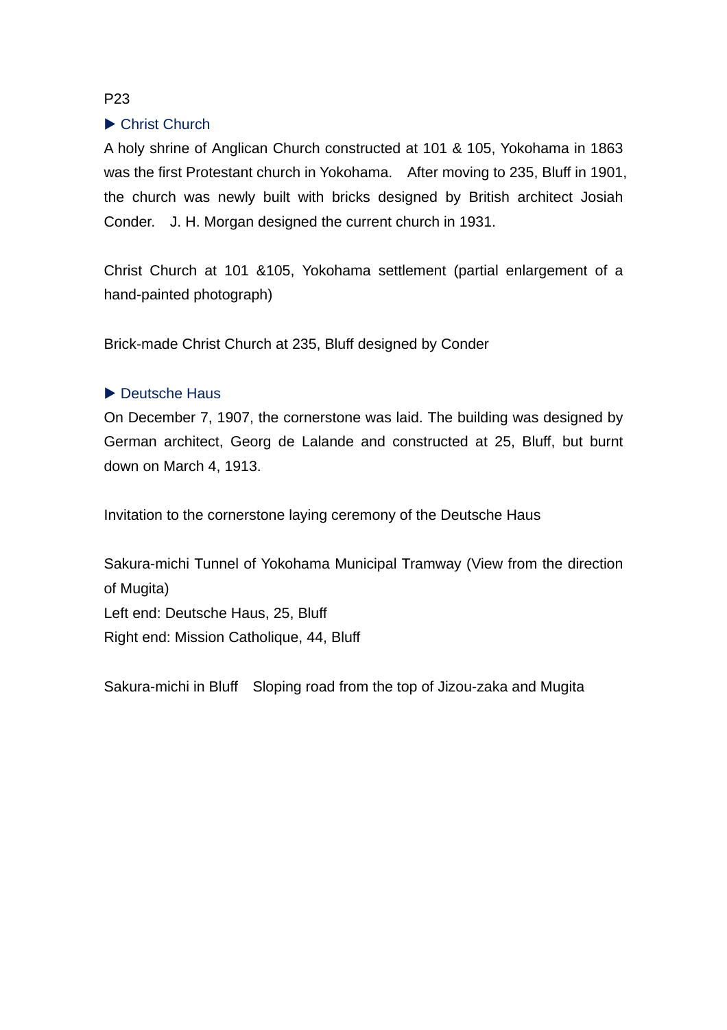P23

### ▶ Christ Church

A holy shrine of Anglican Church constructed at 101 & 105, Yokohama in 1863 was the first Protestant church in Yokohama.　After moving to 235, Bluff in 1901, the church was newly built with bricks designed by British architect Josiah Conder.　J. H. Morgan designed the current church in 1931.

Christ Church at 101 &105, Yokohama settlement (partial enlargement of a hand-painted photograph)

Brick-made Christ Church at 235, Bluff designed by Conder

### ▶ Deutsche Haus

On December 7, 1907, the cornerstone was laid. The building was designed by German architect, Georg de Lalande and constructed at 25, Bluff, but burnt down on March 4, 1913.

Invitation to the cornerstone laying ceremony of the Deutsche Haus

Sakura-michi Tunnel of Yokohama Municipal Tramway (View from the direction of Mugita)
Left end: Deutsche Haus, 25, Bluff
Right end: Mission Catholique, 44, Bluff

Sakura-michi in Bluff　Sloping road from the top of Jizou-zaka and Mugita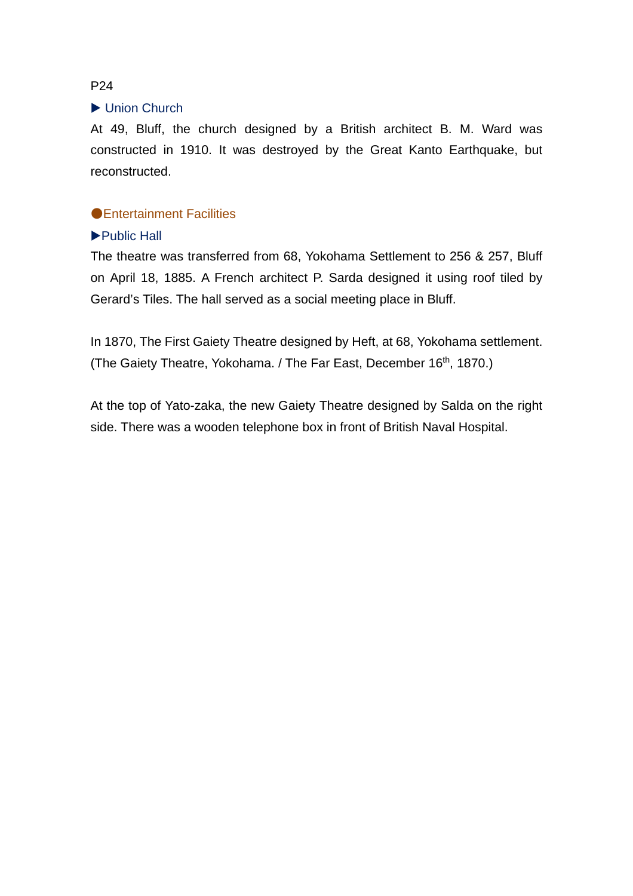P24

### ▶ Union Church

At 49, Bluff, the church designed by a British architect B. M. Ward was constructed in 1910. It was destroyed by the Great Kanto Earthquake, but reconstructed.

## ●Entertainment Facilities

### ▶Public Hall

The theatre was transferred from 68, Yokohama Settlement to 256 & 257, Bluff on April 18, 1885. A French architect P. Sarda designed it using roof tiled by Gerard's Tiles. The hall served as a social meeting place in Bluff.

In 1870, The First Gaiety Theatre designed by Heft, at 68, Yokohama settlement. (The Gaiety Theatre, Yokohama. / The Far East, December 16th, 1870.)

At the top of Yato-zaka, the new Gaiety Theatre designed by Salda on the right side. There was a wooden telephone box in front of British Naval Hospital.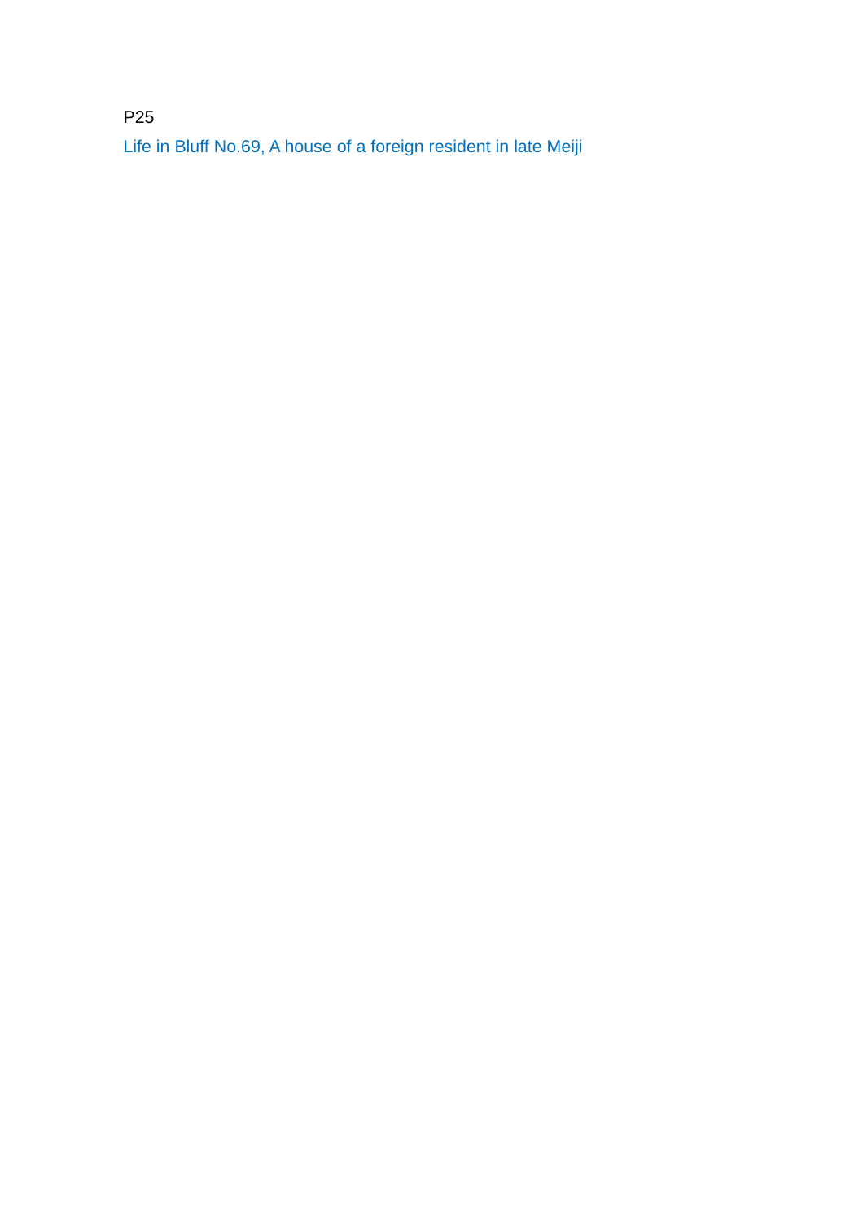P25

Life in Bluff No.69, A house of a foreign resident in late Meiji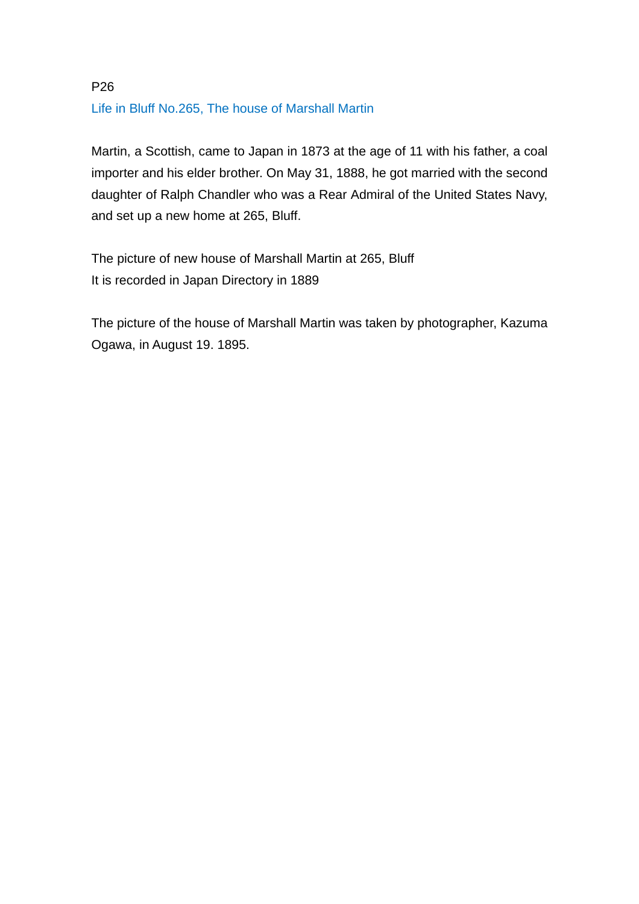P26

## Life in Bluff No.265, The house of Marshall Martin

Martin, a Scottish, came to Japan in 1873 at the age of 11 with his father, a coal importer and his elder brother. On May 31, 1888, he got married with the second daughter of Ralph Chandler who was a Rear Admiral of the United States Navy, and set up a new home at 265, Bluff.

The picture of new house of Marshall Martin at 265, Bluff
It is recorded in Japan Directory in 1889

The picture of the house of Marshall Martin was taken by photographer, Kazuma Ogawa, in August 19. 1895.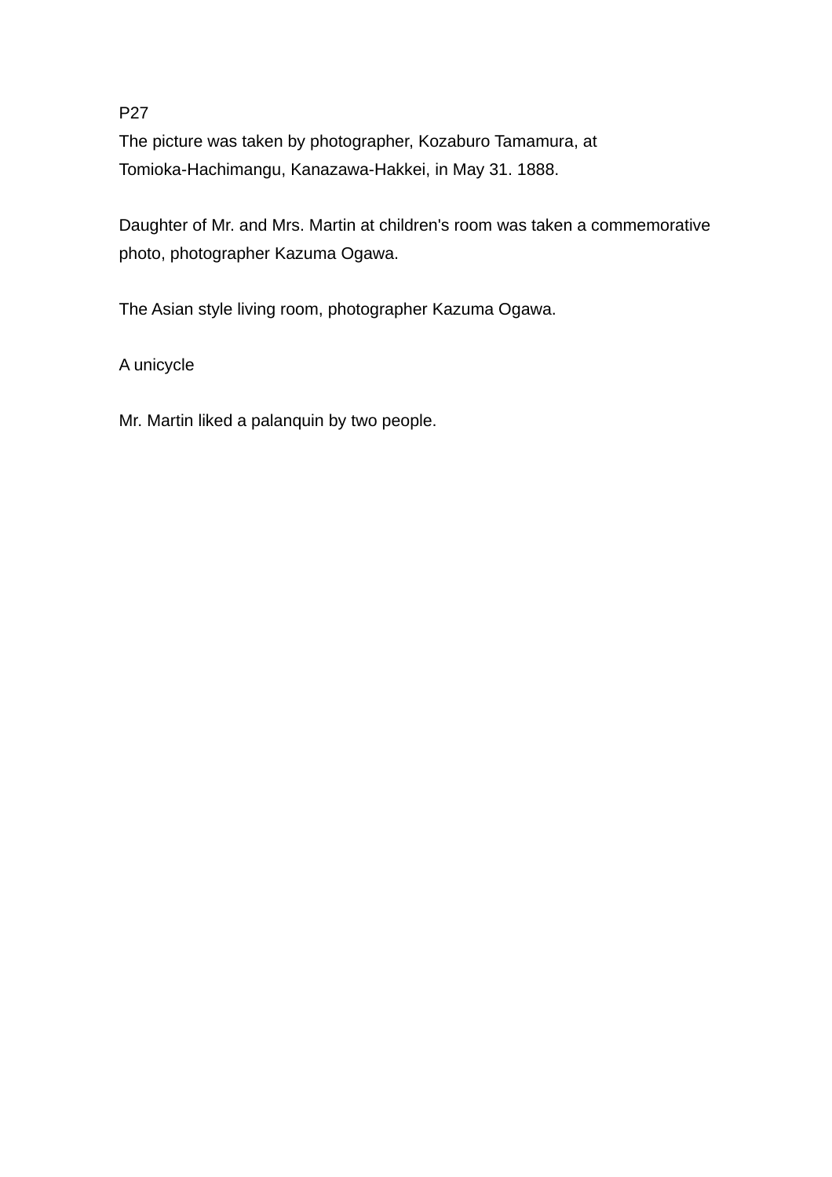P27

The picture was taken by photographer, Kozaburo Tamamura, at Tomioka-Hachimangu, Kanazawa-Hakkei, in May 31. 1888.

Daughter of Mr. and Mrs. Martin at children's room was taken a commemorative photo, photographer Kazuma Ogawa.

The Asian style living room, photographer Kazuma Ogawa.

A unicycle

Mr. Martin liked a palanquin by two people.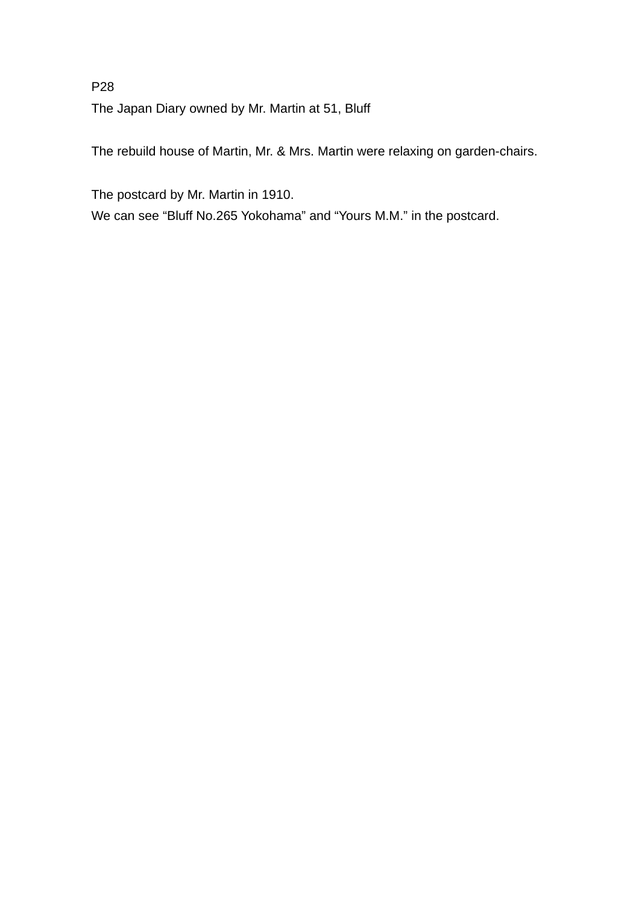P28

The Japan Diary owned by Mr. Martin at 51, Bluff

The rebuild house of Martin, Mr. & Mrs. Martin were relaxing on garden-chairs.

The postcard by Mr. Martin in 1910.

We can see “Bluff No.265 Yokohama” and “Yours M.M.” in the postcard.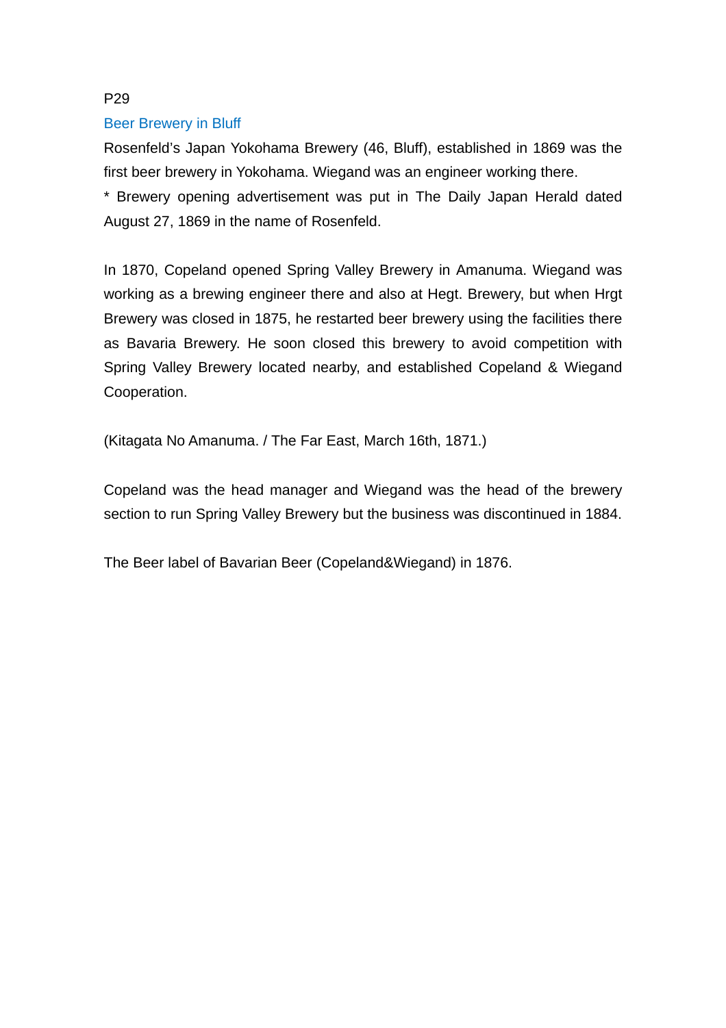P29

## Beer Brewery in Bluff

Rosenfeld's Japan Yokohama Brewery (46, Bluff), established in 1869 was the first beer brewery in Yokohama. Wiegand was an engineer working there.

* Brewery opening advertisement was put in The Daily Japan Herald dated August 27, 1869 in the name of Rosenfeld.

In 1870, Copeland opened Spring Valley Brewery in Amanuma. Wiegand was working as a brewing engineer there and also at Hegt. Brewery, but when Hrgt Brewery was closed in 1875, he restarted beer brewery using the facilities there as Bavaria Brewery. He soon closed this brewery to avoid competition with Spring Valley Brewery located nearby, and established Copeland & Wiegand Cooperation.

(Kitagata No Amanuma. / The Far East, March 16th, 1871.)

Copeland was the head manager and Wiegand was the head of the brewery section to run Spring Valley Brewery but the business was discontinued in 1884.

The Beer label of Bavarian Beer (Copeland&Wiegand) in 1876.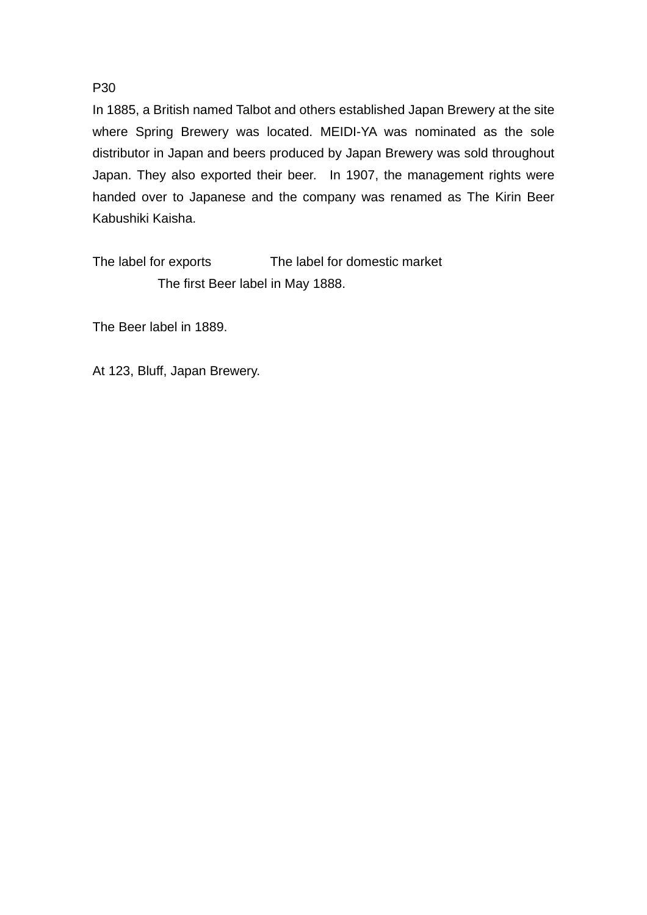P30

In 1885, a British named Talbot and others established Japan Brewery at the site where Spring Brewery was located. MEIDI-YA was nominated as the sole distributor in Japan and beers produced by Japan Brewery was sold throughout Japan. They also exported their beer. In 1907, the management rights were handed over to Japanese and the company was renamed as The Kirin Beer Kabushiki Kaisha.

The label for exports The label for domestic market

The first Beer label in May 1888.

The Beer label in 1889.

At 123, Bluff, Japan Brewery.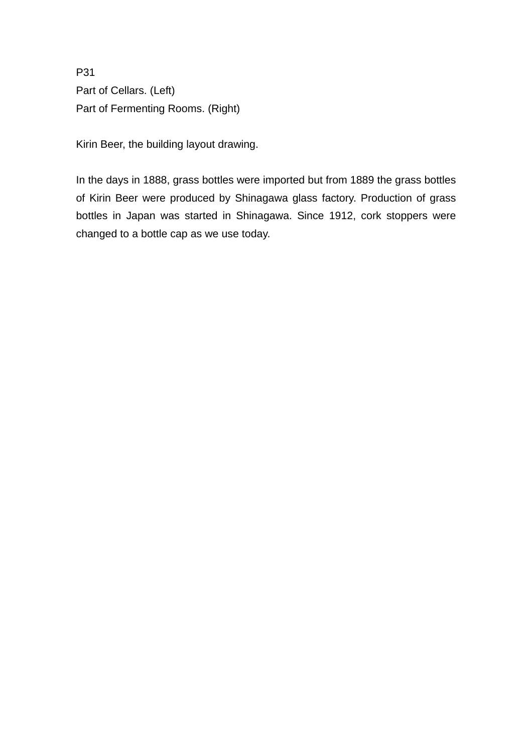P31

Part of Cellars. (Left)

Part of Fermenting Rooms. (Right)

Kirin Beer, the building layout drawing.

In the days in 1888, grass bottles were imported but from 1889 the grass bottles of Kirin Beer were produced by Shinagawa glass factory. Production of grass bottles in Japan was started in Shinagawa. Since 1912, cork stoppers were changed to a bottle cap as we use today.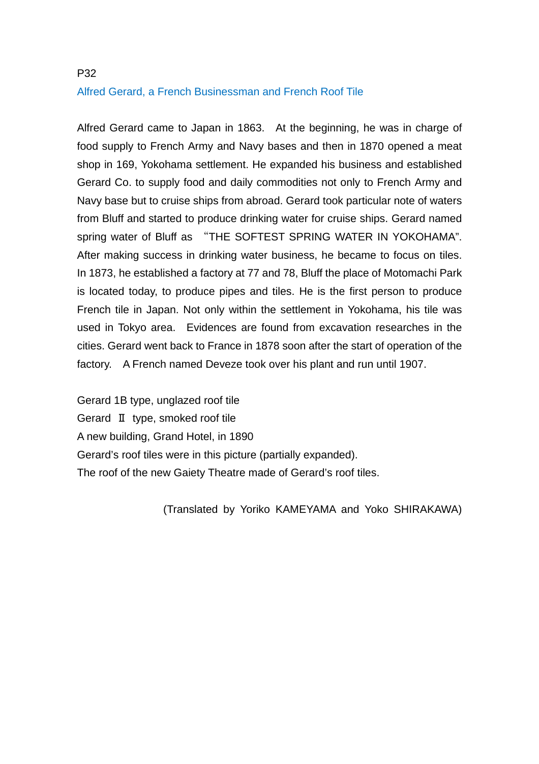P32

## Alfred Gerard, a French Businessman and French Roof Tile

Alfred Gerard came to Japan in 1863. At the beginning, he was in charge of food supply to French Army and Navy bases and then in 1870 opened a meat shop in 169, Yokohama settlement. He expanded his business and established Gerard Co. to supply food and daily commodities not only to French Army and Navy base but to cruise ships from abroad. Gerard took particular note of waters from Bluff and started to produce drinking water for cruise ships. Gerard named spring water of Bluff as "THE SOFTEST SPRING WATER IN YOKOHAMA". After making success in drinking water business, he became to focus on tiles. In 1873, he established a factory at 77 and 78, Bluff the place of Motomachi Park is located today, to produce pipes and tiles. He is the first person to produce French tile in Japan. Not only within the settlement in Yokohama, his tile was used in Tokyo area. Evidences are found from excavation researches in the cities. Gerard went back to France in 1878 soon after the start of operation of the factory. A French named Deveze took over his plant and run until 1907.

Gerard 1B type, unglazed roof tile

Gerard Ⅱ type, smoked roof tile

A new building, Grand Hotel, in 1890

Gerard's roof tiles were in this picture (partially expanded).

The roof of the new Gaiety Theatre made of Gerard's roof tiles.

(Translated by Yoriko KAMEYAMA and Yoko SHIRAKAWA)